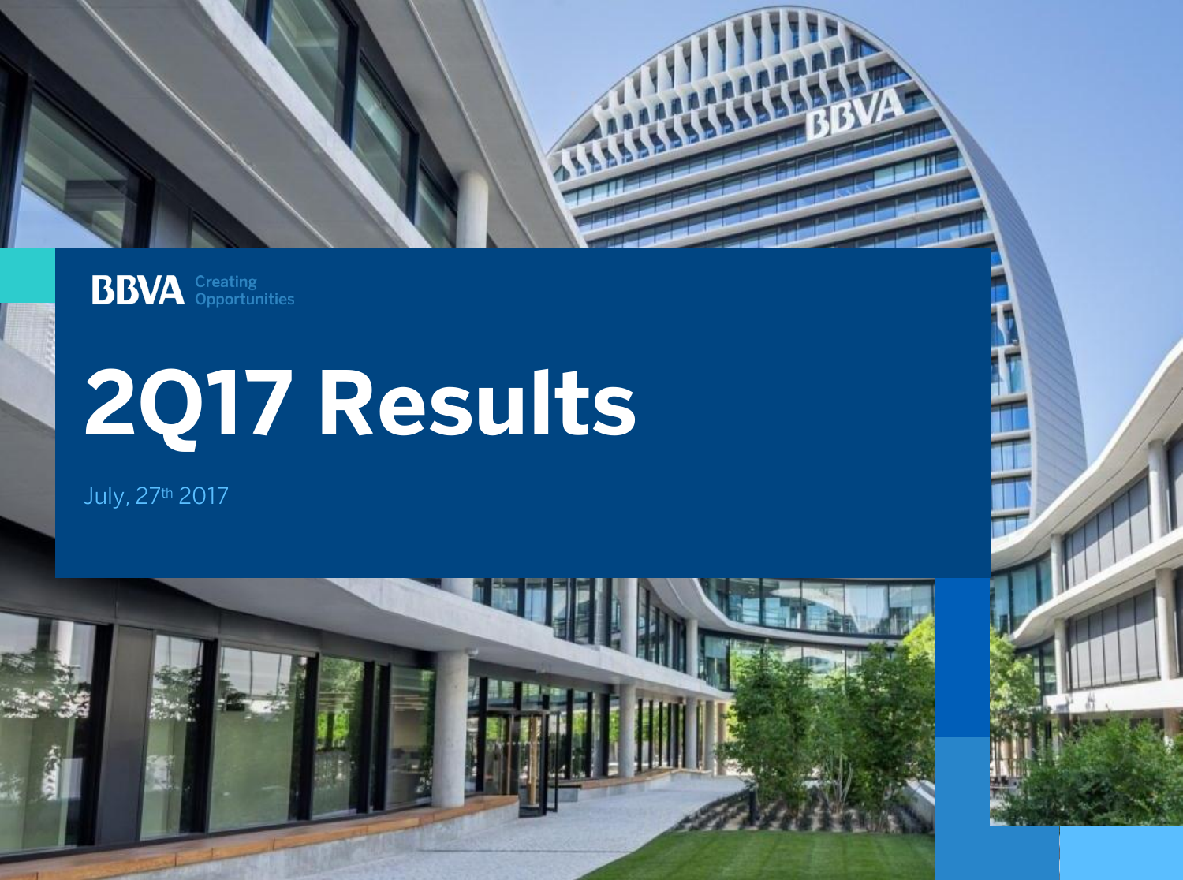BBVA Creating Opportunities

# 2Q17 Results

July, 27th 2017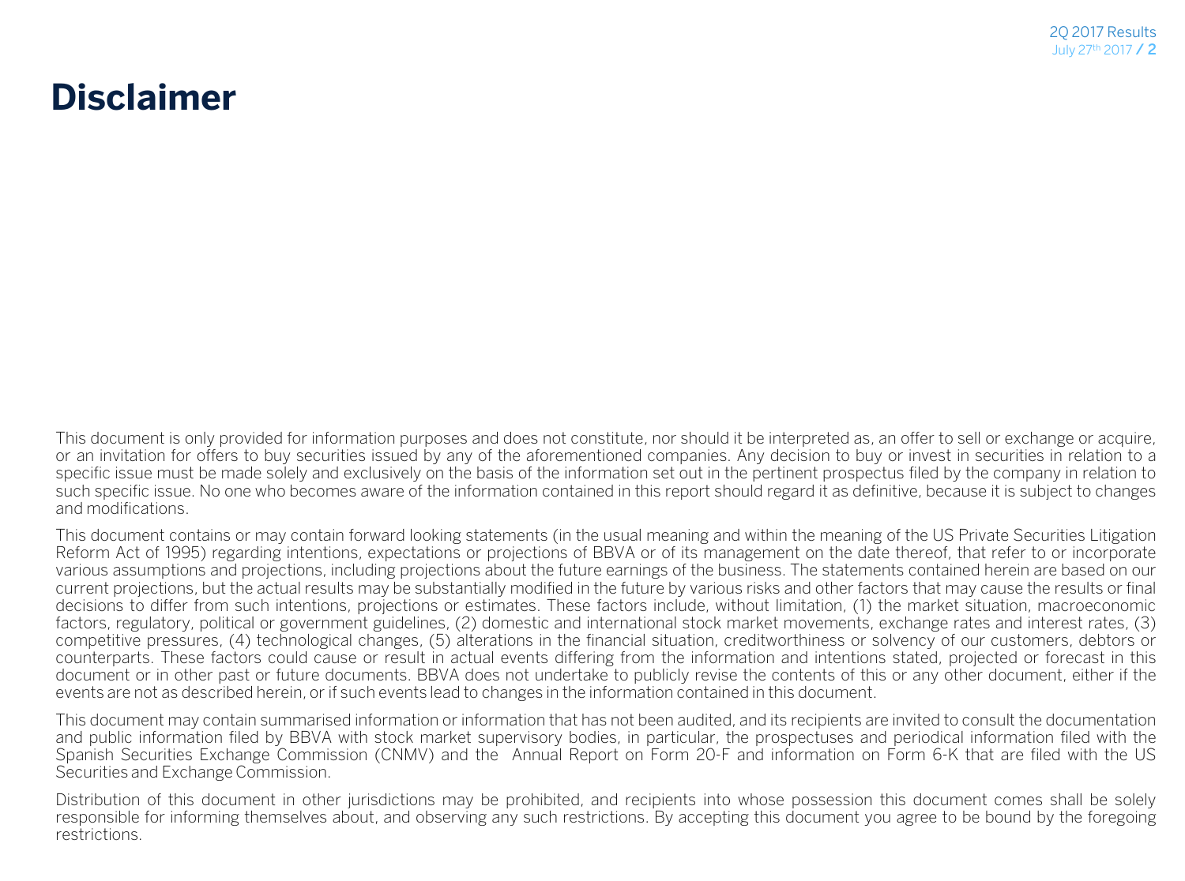# Disclaimer

This document is only provided for information purposes and does not constitute, nor should it be interpreted as, an offer to sell or exchange or acquire, or an invitation for offers to buy securities issued by any of the aforementioned companies. Any decision to buy or invest in securities in relation to a specific issue must be made solely and exclusively on the basis of the information set out in the pertinent prospectus filed by the company in relation to such specific issue. No one who becomes aware of the information contained in this report should regard it as definitive, because it is subject to changes and modifications.

This document contains or may contain forward looking statements (in the usual meaning and within the meaning of the US Private Securities Litigation Reform Act of 1995) regarding intentions, expectations or projections of BBVA or of its management on the date thereof, that refer to or incorporate various assumptions and projections, including projections about the future earnings of the business. The statements contained herein are based on our current projections, but the actual results may be substantially modified in the future by various risks and other factors that may cause the results or final decisions to differ from such intentions, projections or estimates. These factors include, without limitation, (1) the market situation, macroeconomic factors, regulatory, political or government guidelines, (2) domestic and international stock market movements, exchange rates and interest rates, (3) competitive pressures, (4) technological changes, (5) alterations in the financial situation, creditworthiness or solvency of our customers, debtors or counterparts. These factors could cause or result in actual events differing from the information and intentions stated, projected or forecast in this document or in other past or future documents. BBVA does not undertake to publicly revise the contents of this or any other document, either if the events are not as described herein, or if such events lead to changes in the information contained in this document.

This document may contain summarised information or information that has not been audited, and its recipients are invited to consult the documentation and public information filed by BBVA with stock market supervisory bodies, in particular, the prospectuses and periodical information filed with the Spanish Securities Exchange Commission (CNMV) and the Annual Report on Form 20-F and information on Form 6-K that are filed with the US Securities and Exchange Commission.

Distribution of this document in other jurisdictions may be prohibited, and recipients into whose possession this document comes shall be solely responsible for informing themselves about, and observing any such restrictions. By accepting this document you agree to be bound by the foregoing restrictions.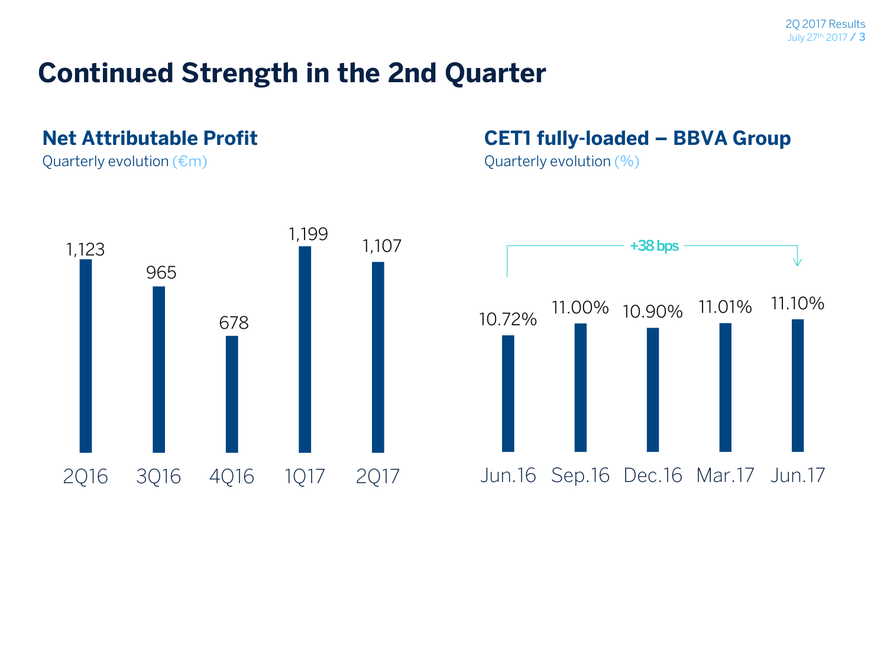# Continued Strength in the 2nd Quarter

## Net Attributable Profit

Quarterly evolution (€m)

| 2Q16 | 3Q16 | 4Q16 | 1Q17 | 2Q17 |
|---|---|---|---|---|
| 1,123 | 965 | 678 | 1,199 | 1,107 |

## CET1 fully-loaded – BBVA Group

Quarterly evolution (%)

| Jun.16 | Sep.16 | Dec.16 | Mar.17 | Jun.17 |
|---|---|---|---|---|
| 10.72% | 11.00% | 10.90% | 11.01% | 11.10% |

+38 bps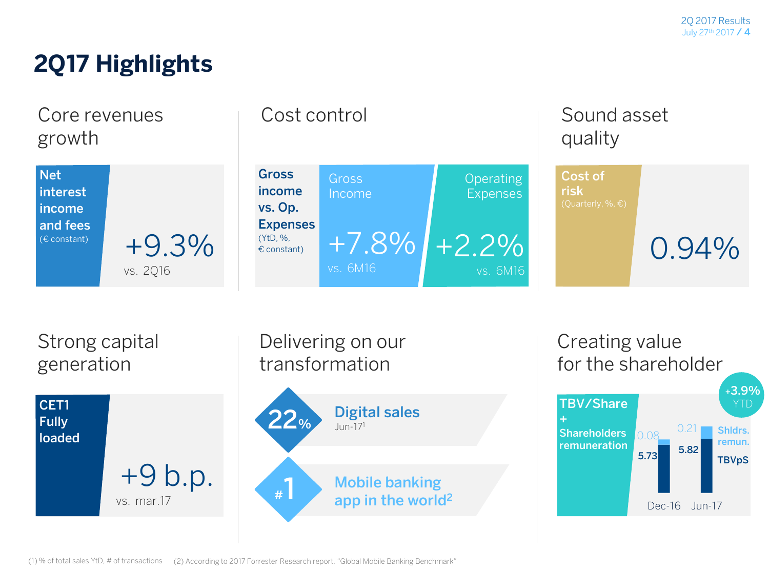# 2Q17 Highlights

## Core revenues growth

**Net interest income and fees** (€ constant)

+9.3%
vs. 2Q16

## Cost control

**Gross income vs. Op. Expenses** (YtD, %, € constant)

Gross Income
+7.8%
vs. 6M16

Operating Expenses
+2.2%
vs. 6M16

## Sound asset quality

**Cost of risk** (Quarterly, %, €)

0.94%

## Strong capital generation

**CET1 Fully loaded**

+9 b.p.
vs. mar.17

## Delivering on our transformation

22% **Digital sales**
Jun-17[1]

#1 **Mobile banking app in the world[2]**

## Creating value for the shareholder

**TBV/Share + Shareholders remuneration**

+3.9% YTD

| | Dec-16 | Jun-17 |
|---|---|---|
| Shldrs. remun. | 0.08 | 0.21 |
| TBVpS | 5.73 | 5.82 |

(1) % of total sales YtD, # of transactions (2) According to 2017 Forrester Research report, "Global Mobile Banking Benchmark"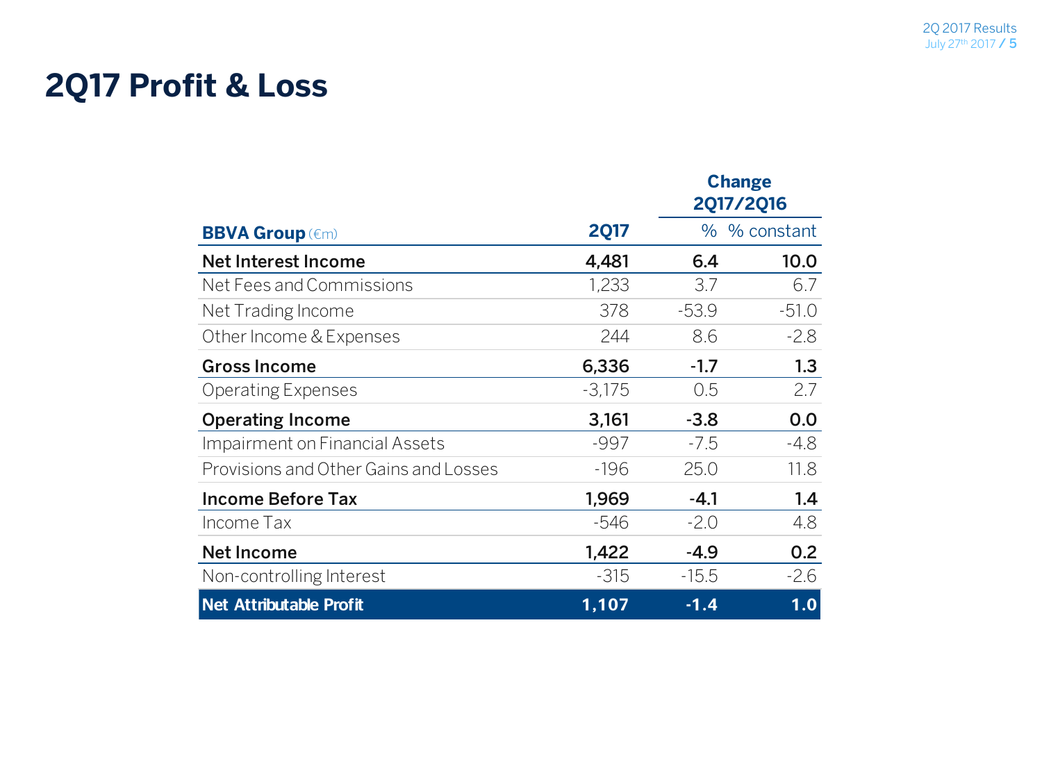# 2Q17 Profit & Loss

| BBVA Group (€m) | 2Q17 | Change 2Q17/2Q16 % | Change 2Q17/2Q16 % constant |
|---|---|---|---|
| **Net Interest Income** | **4,481** | **6.4** | **10.0** |
| Net Fees and Commissions | 1,233 | 3.7 | 6.7 |
| Net Trading Income | 378 | -53.9 | -51.0 |
| Other Income & Expenses | 244 | 8.6 | -2.8 |
| **Gross Income** | **6,336** | **-1.7** | **1.3** |
| Operating Expenses | -3,175 | 0.5 | 2.7 |
| **Operating Income** | **3,161** | **-3.8** | **0.0** |
| Impairment on Financial Assets | -997 | -7.5 | -4.8 |
| Provisions and Other Gains and Losses | -196 | 25.0 | 11.8 |
| **Income Before Tax** | **1,969** | **-4.1** | **1.4** |
| Income Tax | -546 | -2.0 | 4.8 |
| **Net Income** | **1,422** | **-4.9** | **0.2** |
| Non-controlling Interest | -315 | -15.5 | -2.6 |
| **Net Attributable Profit** | **1,107** | **-1.4** | **1.0** |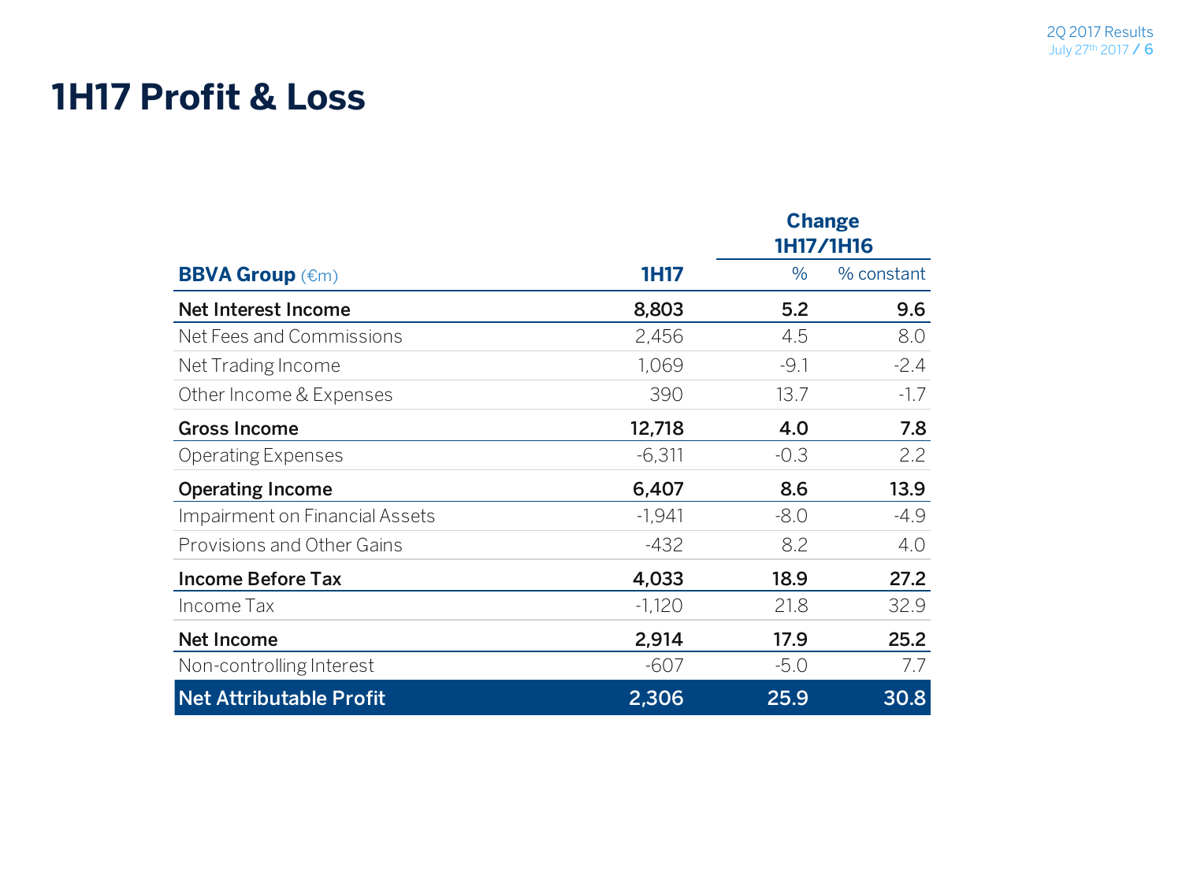# 1H17 Profit & Loss

| BBVA Group (€m) | 1H17 | Change 1H17/1H16 | |
|---|---|---|---|
| | | % | % constant |
| **Net Interest Income** | **8,803** | **5.2** | **9.6** |
| Net Fees and Commissions | 2,456 | 4.5 | 8.0 |
| Net Trading Income | 1,069 | -9.1 | -2.4 |
| Other Income & Expenses | 390 | 13.7 | -1.7 |
| **Gross Income** | **12,718** | **4.0** | **7.8** |
| Operating Expenses | -6,311 | -0.3 | 2.2 |
| **Operating Income** | **6,407** | **8.6** | **13.9** |
| Impairment on Financial Assets | -1,941 | -8.0 | -4.9 |
| Provisions and Other Gains | -432 | 8.2 | 4.0 |
| **Income Before Tax** | **4,033** | **18.9** | **27.2** |
| Income Tax | -1,120 | 21.8 | 32.9 |
| **Net Income** | **2,914** | **17.9** | **25.2** |
| Non-controlling Interest | -607 | -5.0 | 7.7 |
| **Net Attributable Profit** | **2,306** | **25.9** | **30.8** |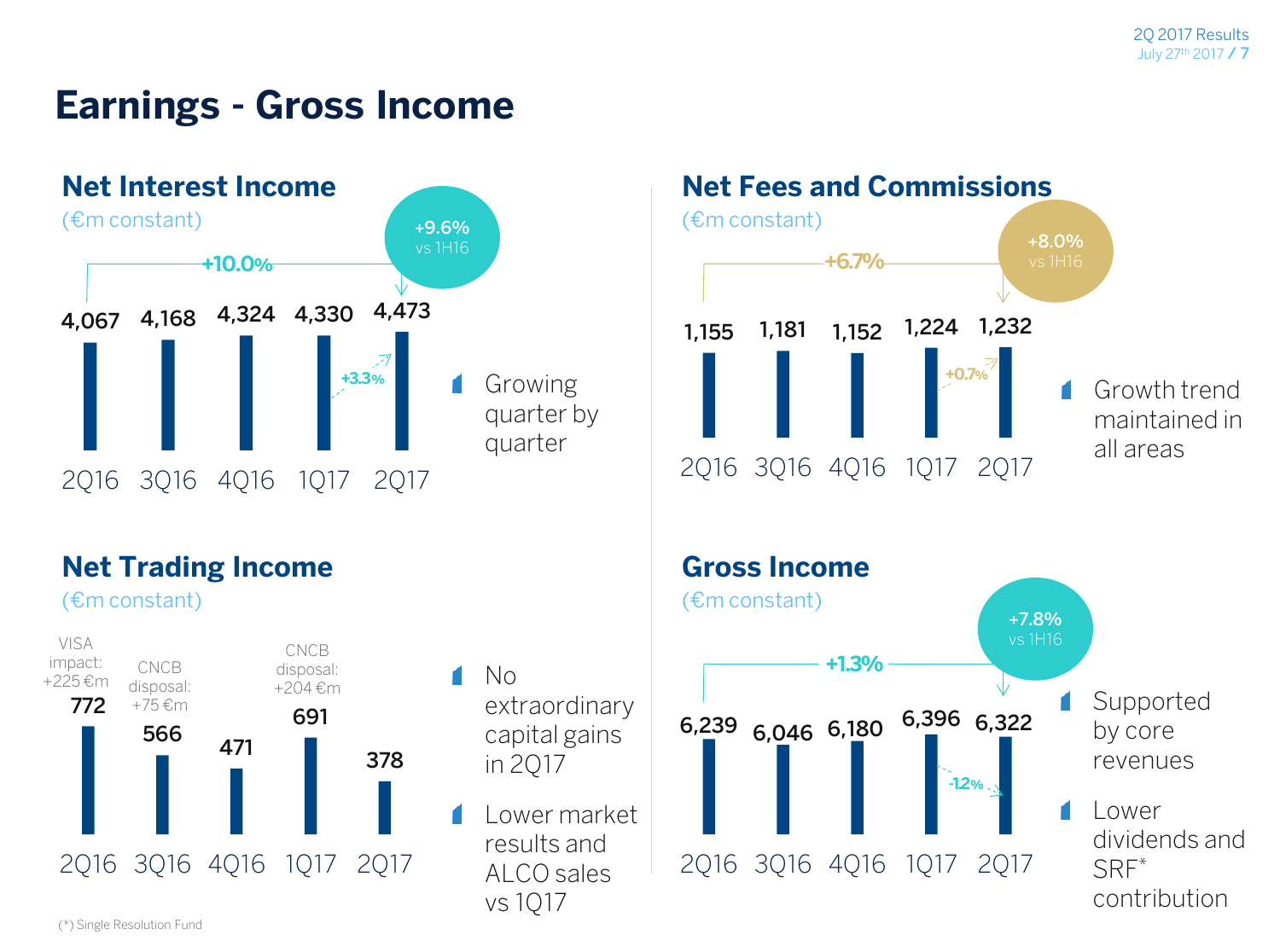# Earnings - Gross Income

## Net Interest Income

(€m constant)

| 2Q16 | 3Q16 | 4Q16 | 1Q17 | 2Q17 |
|---|---|---|---|---|
| 4,067 | 4,168 | 4,324 | 4,330 | 4,473 |

+10.0% (2Q17 vs 2Q16)

+3.3% (2Q17 vs 1Q17)

+9.6% vs 1H16

- Growing quarter by quarter

## Net Fees and Commissions

(€m constant)

| 2Q16 | 3Q16 | 4Q16 | 1Q17 | 2Q17 |
|---|---|---|---|---|
| 1,155 | 1,181 | 1,152 | 1,224 | 1,232 |

+6.7% (2Q17 vs 2Q16)

+0.7% (2Q17 vs 1Q17)

+8.0% vs 1H16

- Growth trend maintained in all areas

## Net Trading Income

(€m constant)

| 2Q16 | 3Q16 | 4Q16 | 1Q17 | 2Q17 |
|---|---|---|---|---|
| 772 | 566 | 471 | 691 | 378 |
| VISA impact: +225 €m | CNCB disposal: +75 €m | | CNCB disposal: +204 €m | |

- No extraordinary capital gains in 2Q17
- Lower market results and ALCO sales vs 1Q17

## Gross Income

(€m constant)

| 2Q16 | 3Q16 | 4Q16 | 1Q17 | 2Q17 |
|---|---|---|---|---|
| 6,239 | 6,046 | 6,180 | 6,396 | 6,322 |

+1.3% (2Q17 vs 2Q16)

-1.2% (2Q17 vs 1Q17)

+7.8% vs 1H16

- Supported by core revenues
- Lower dividends and SRF* contribution

(*) Single Resolution Fund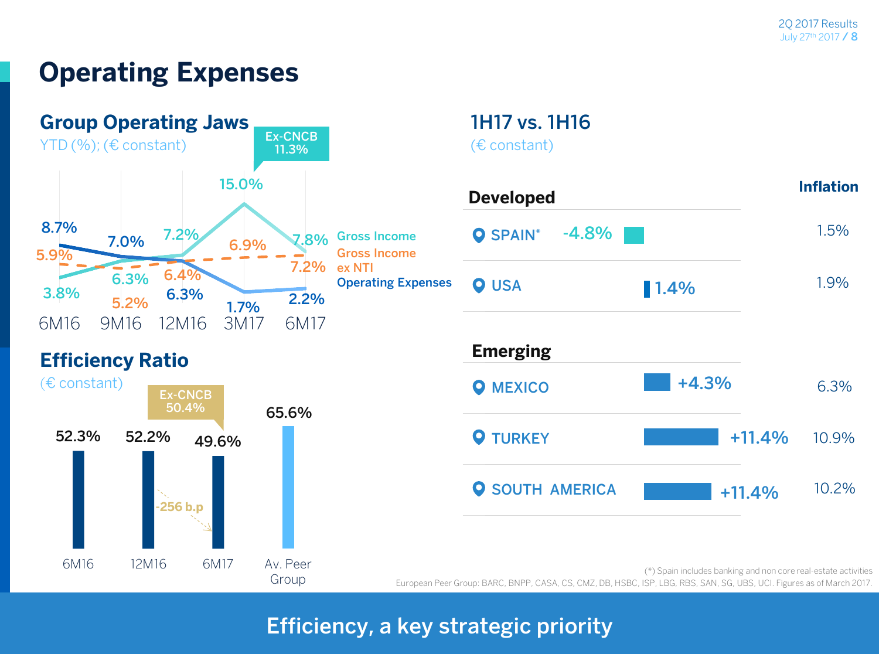# Operating Expenses

## Group Operating Jaws

YTD (%); (€ constant)

| | 6M16 | 9M16 | 12M16 | 3M17 | 6M17 |
|---|---|---|---|---|---|
| Gross Income | 3.8% | 6.3% | 7.2% | 15.0% | 7.8% |
| Gross Income ex NTI | 5.9% | 5.2% | 6.4% | 6.9% | 7.2% |
| Operating Expenses | 8.7% | 7.0% | 6.3% | 1.7% | 2.2% |

Ex-CNCB 11.3%

## Efficiency Ratio

(€ constant)

| 6M16 | 12M16 | 6M17 | Av. Peer Group |
|---|---|---|---|
| 52.3% | 52.2% | 49.6% | 65.6% |

Ex-CNCB 50.4%

-256 b.p

## 1H17 vs. 1H16

(€ constant)

| | 1H17 vs. 1H16 | Inflation |
|---|---|---|
| **Developed** | | |
| SPAIN* | -4.8% | 1.5% |
| USA | 1.4% | 1.9% |
| **Emerging** | | |
| MEXICO | +4.3% | 6.3% |
| TURKEY | +11.4% | 10.9% |
| SOUTH AMERICA | +11.4% | 10.2% |

(*) Spain includes banking and non core real-estate activities

European Peer Group: BARC, BNPP, CASA, CS, CMZ, DB, HSBC, ISP, LBG, RBS, SAN, SG, UBS, UCI. Figures as of March 2017.

**Efficiency, a key strategic priority**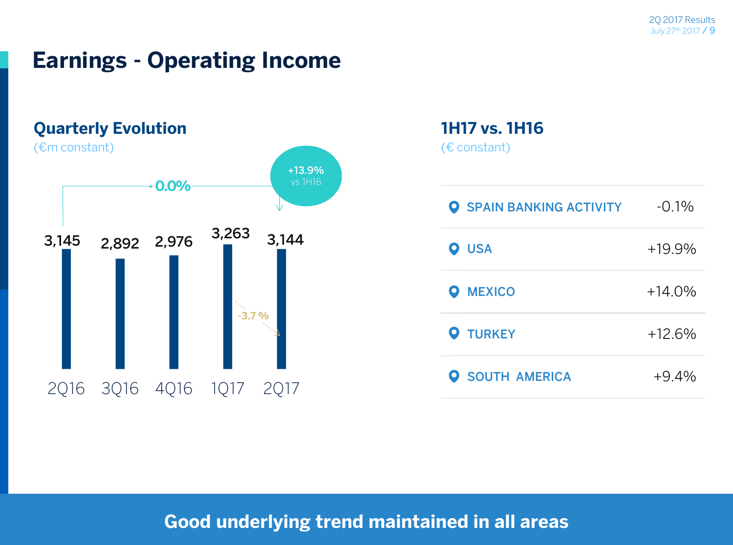# Earnings - Operating Income

## Quarterly Evolution

(€m constant)

| 2Q16 | 3Q16 | 4Q16 | 1Q17 | 2Q17 |
|---|---|---|---|---|
| 3,145 | 2,892 | 2,976 | 3,263 | 3,144 |

- 0.0% (2Q17 vs 2Q16)

-3.7 % (2Q17 vs 1Q17)

+13.9% vs 1H16

## 1H17 vs. 1H16

(€ constant)

| | |
|---|---|
| SPAIN BANKING ACTIVITY | -0.1% |
| USA | +19.9% |
| MEXICO | +14.0% |
| TURKEY | +12.6% |
| SOUTH AMERICA | +9.4% |

**Good underlying trend maintained in all areas**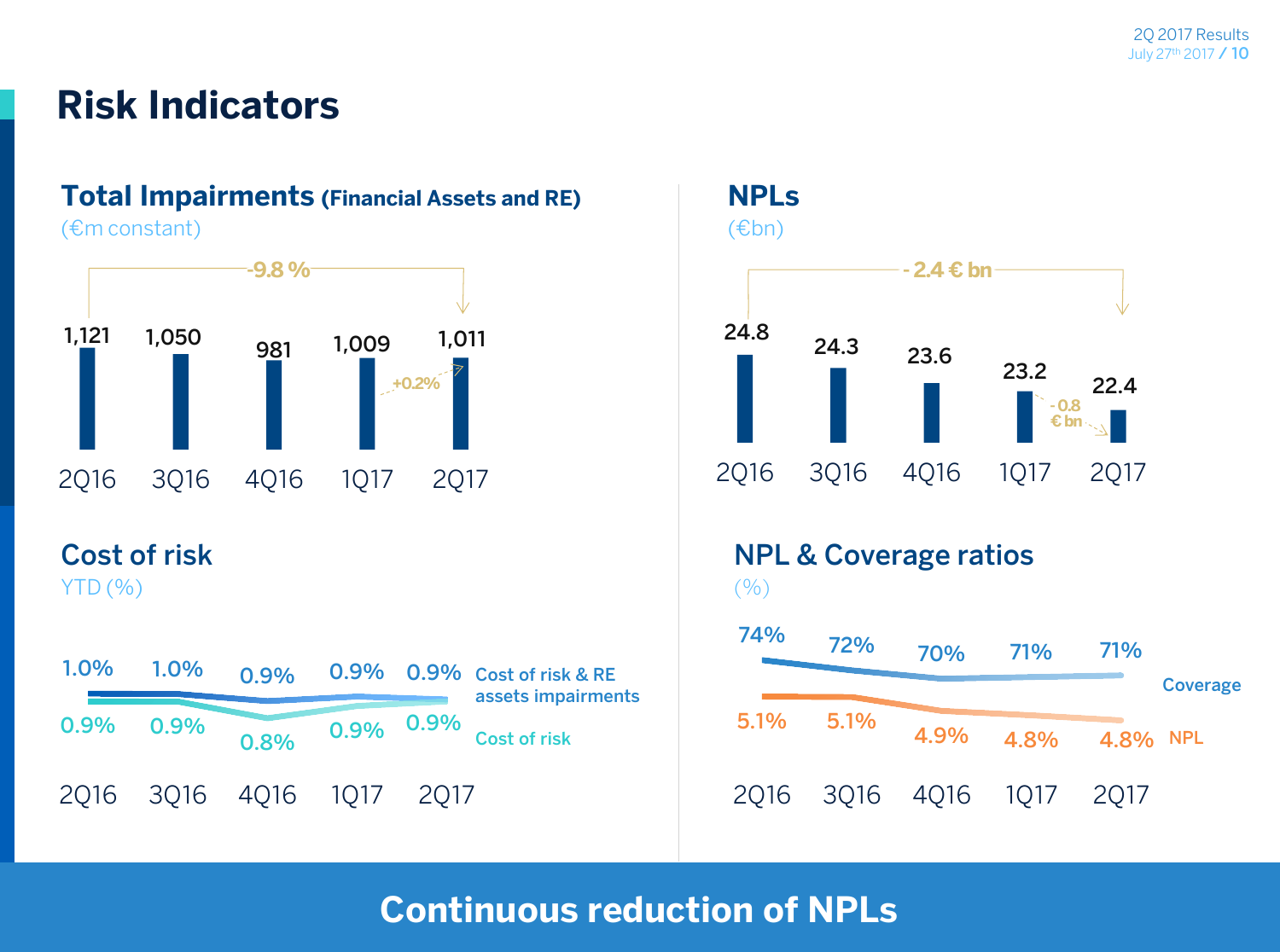# Risk Indicators

## Total Impairments (Financial Assets and RE)

(€m constant)

-9.8 %

| | 2Q16 | 3Q16 | 4Q16 | 1Q17 | 2Q17 |
|---|---|---|---|---|---|
| Total Impairments | 1,121 | 1,050 | 981 | 1,009 | 1,011 |

+0.2%

## NPLs

(€bn)

- 2.4 € bn

| | 2Q16 | 3Q16 | 4Q16 | 1Q17 | 2Q17 |
|---|---|---|---|---|---|
| NPLs | 24.8 | 24.3 | 23.6 | 23.2 | 22.4 |

-0.8 € bn

## Cost of risk

YTD (%)

| | 2Q16 | 3Q16 | 4Q16 | 1Q17 | 2Q17 |
|---|---|---|---|---|---|
| Cost of risk & RE assets impairments | 1.0% | 1.0% | 0.9% | 0.9% | 0.9% |
| Cost of risk | 0.9% | 0.9% | 0.8% | 0.9% | 0.9% |

## NPL & Coverage ratios

(%)

| | 2Q16 | 3Q16 | 4Q16 | 1Q17 | 2Q17 |
|---|---|---|---|---|---|
| Coverage | 74% | 72% | 70% | 71% | 71% |
| NPL | 5.1% | 5.1% | 4.9% | 4.8% | 4.8% |

**Continuous reduction of NPLs**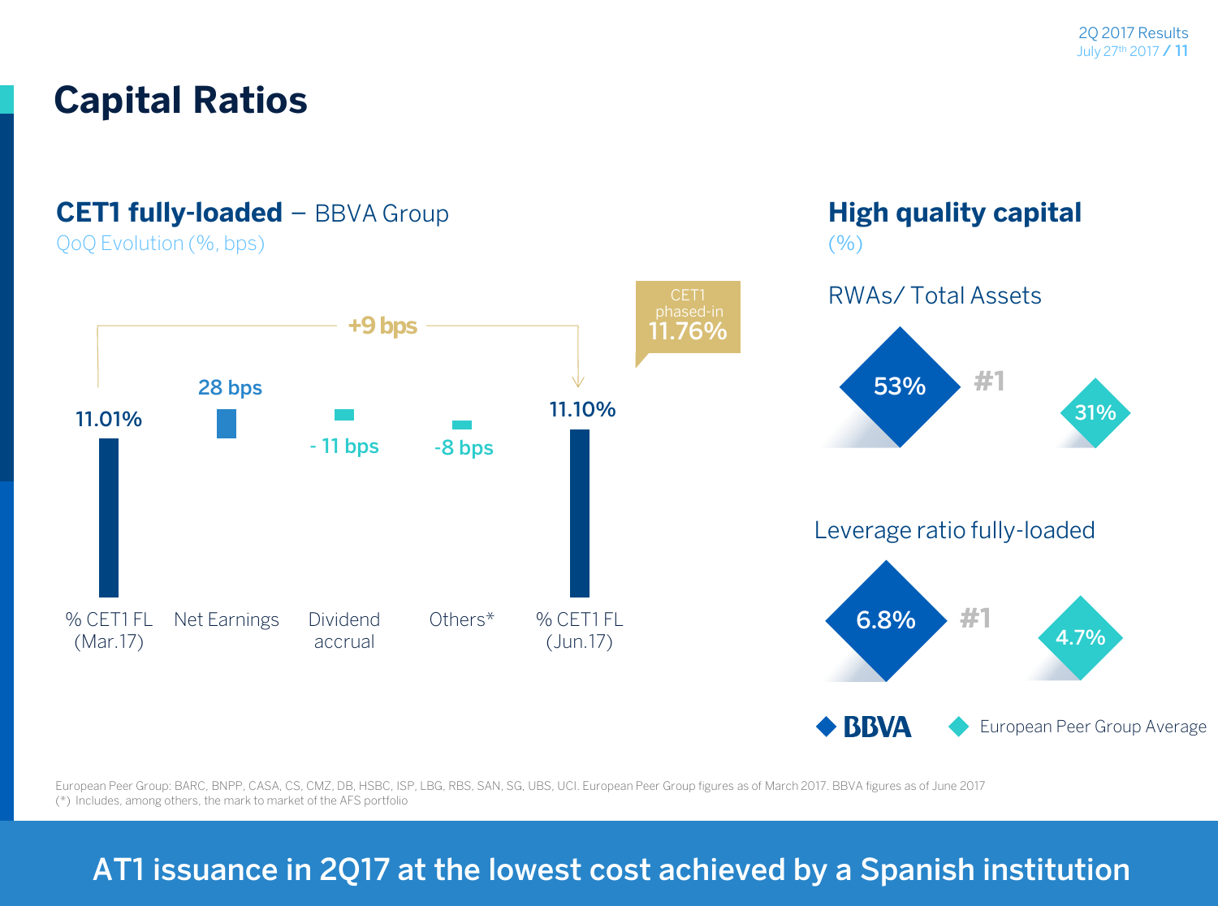# Capital Ratios

## CET1 fully-loaded – BBVA Group

QoQ Evolution (%, bps)

| % CET1 FL (Mar.17) | Net Earnings | Dividend accrual | Others* | % CET1 FL (Jun.17) |
|---|---|---|---|---|
| 11.01% | 28 bps | - 11 bps | -8 bps | 11.10% |

+9 bps

CET1 phased-in 11.76%

## High quality capital

(%)

RWAs/ Total Assets

- BBVA: 53% #1
- European Peer Group Average: 31%

Leverage ratio fully-loaded

- BBVA: 6.8% #1
- European Peer Group Average: 4.7%

BBVA | European Peer Group Average

European Peer Group: BARC, BNPP, CASA, CS, CMZ, DB, HSBC, ISP, LBG, RBS, SAN, SG, UBS, UCI. European Peer Group figures as of March 2017. BBVA figures as of June 2017

(*) Includes, among others, the mark to market of the AFS portfolio

**AT1 issuance in 2Q17 at the lowest cost achieved by a Spanish institution**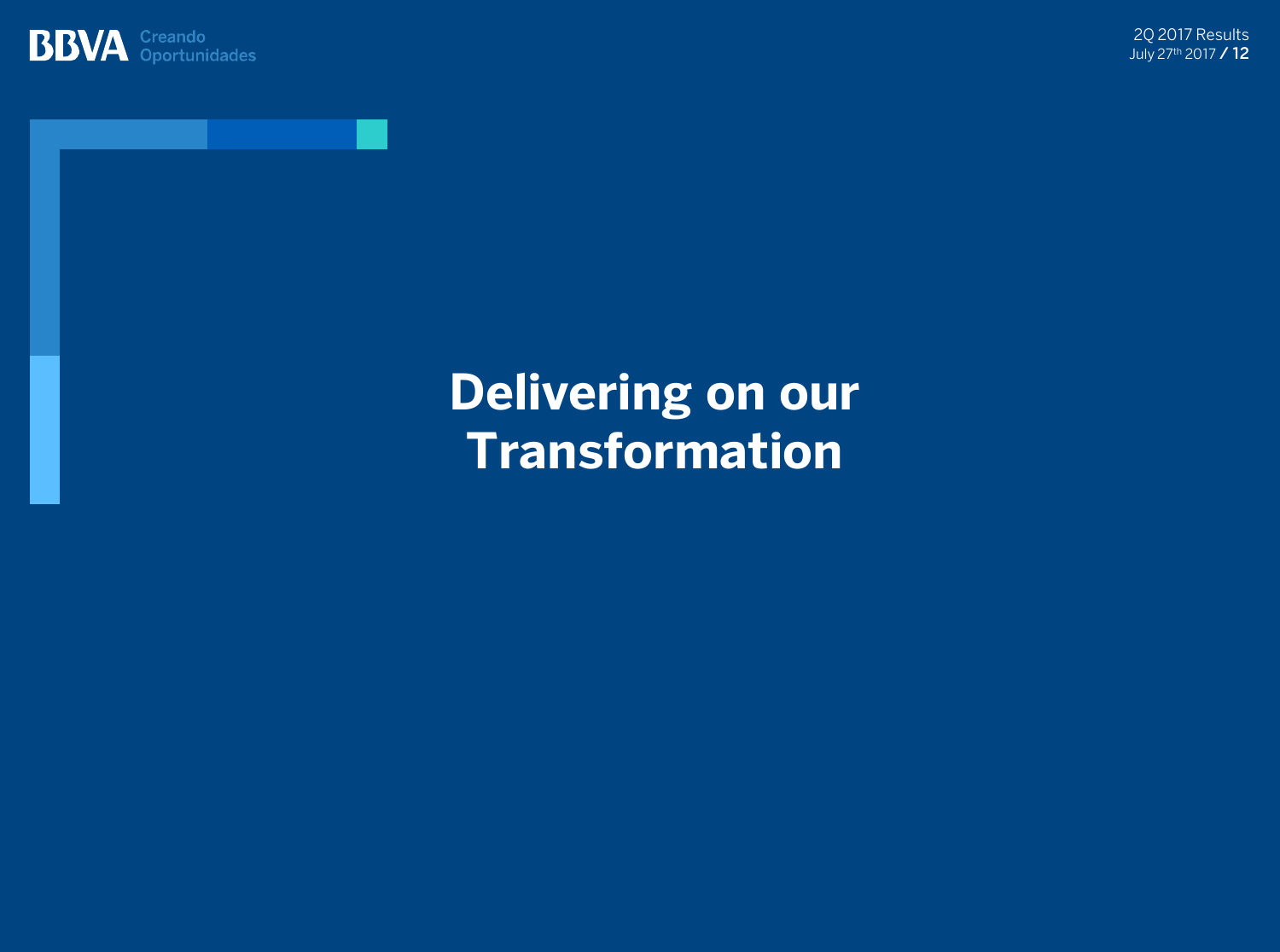# Delivering on our Transformation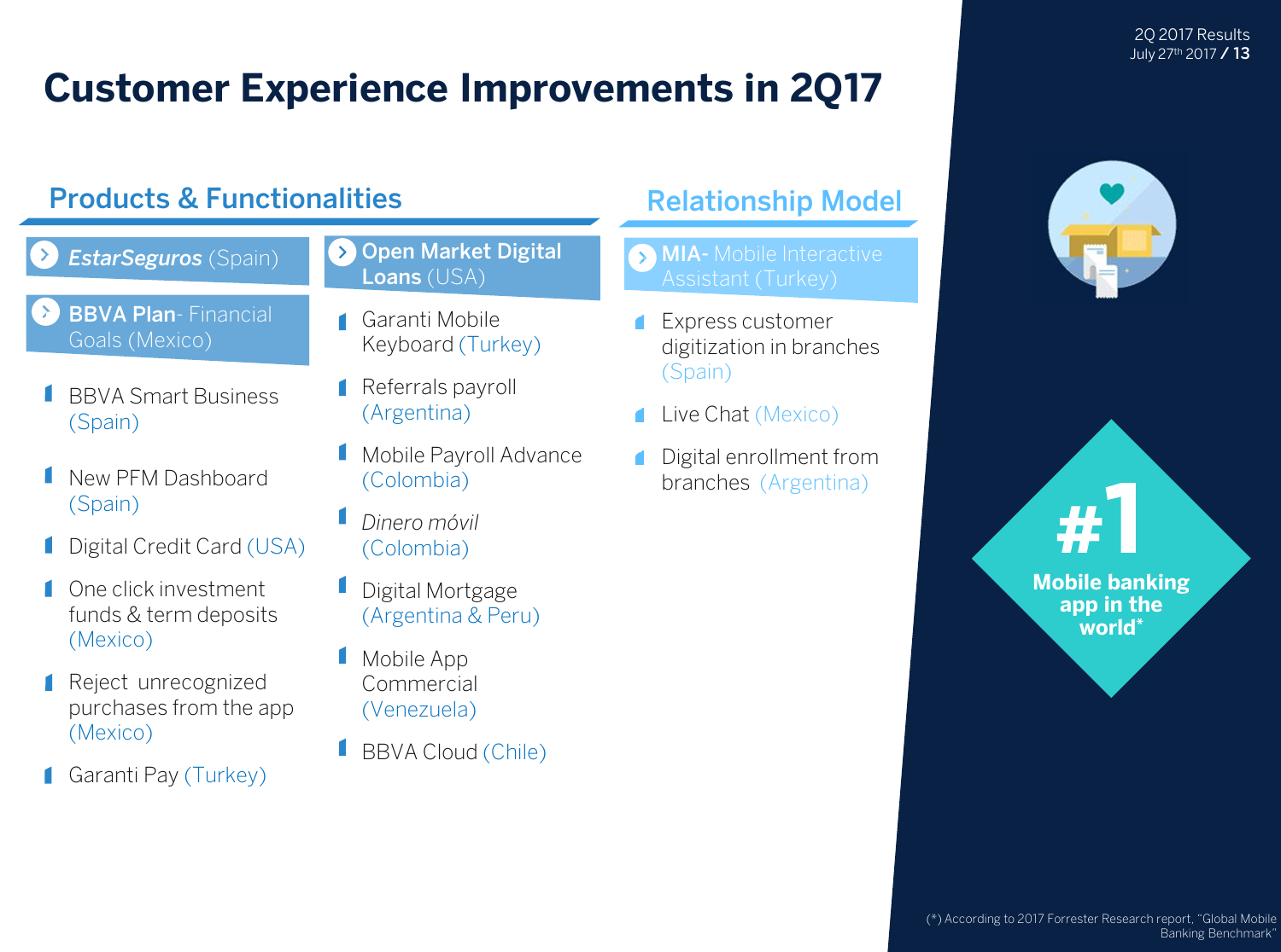# Customer Experience Improvements in 2Q17

## Products & Functionalities

- ***EstarSeguros*** (Spain)
- **BBVA Plan**- Financial Goals (Mexico)
- BBVA Smart Business (Spain)
- New PFM Dashboard (Spain)
- Digital Credit Card (USA)
- One click investment funds & term deposits (Mexico)
- Reject unrecognized purchases from the app (Mexico)
- Garanti Pay (Turkey)

- **Open Market Digital Loans** (USA)
- Garanti Mobile Keyboard (Turkey)
- Referrals payroll (Argentina)
- Mobile Payroll Advance (Colombia)
- *Dinero móvil* (Colombia)
- Digital Mortgage (Argentina & Peru)
- Mobile App Commercial (Venezuela)
- BBVA Cloud (Chile)

## Relationship Model

- **MIA**- Mobile Interactive Assistant (Turkey)
- Express customer digitization in branches (Spain)
- Live Chat (Mexico)
- Digital enrollment from branches (Argentina)

**#1**

**Mobile banking app in the world***

(*) According to 2017 Forrester Research report, "Global Mobile Banking Benchmark"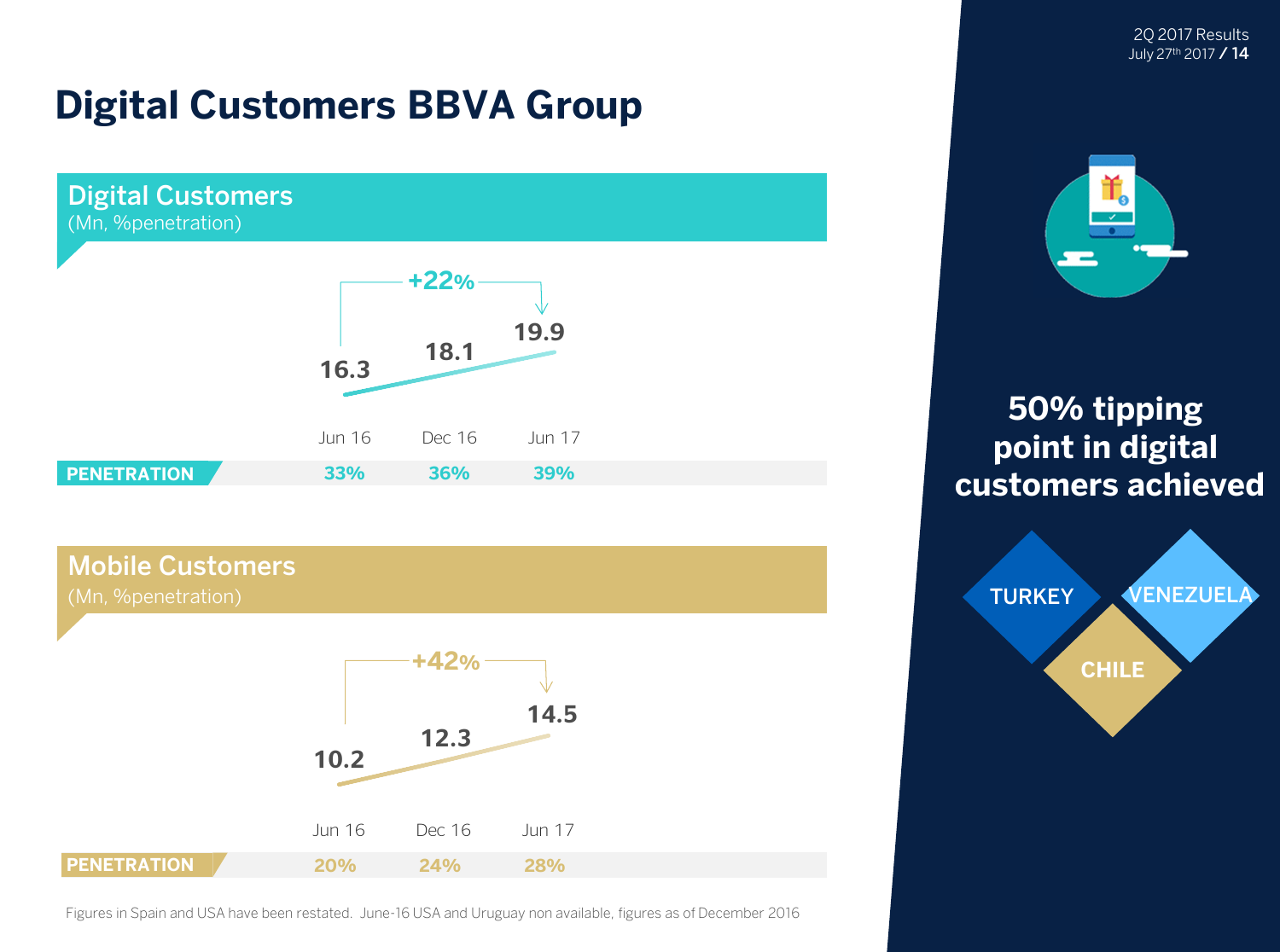# Digital Customers BBVA Group

## Digital Customers
(Mn, %penetration)

+22%

| | Jun 16 | Dec 16 | Jun 17 |
|---|---|---|---|
| Digital Customers (Mn) | 16.3 | 18.1 | 19.9 |
| PENETRATION | 33% | 36% | 39% |

## Mobile Customers
(Mn, %penetration)

+42%

| | Jun 16 | Dec 16 | Jun 17 |
|---|---|---|---|
| Mobile Customers (Mn) | 10.2 | 12.3 | 14.5 |
| PENETRATION | 20% | 24% | 28% |

Figures in Spain and USA have been restated. June-16 USA and Uruguay non available, figures as of December 2016

**50% tipping point in digital customers achieved**

TURKEY

VENEZUELA

CHILE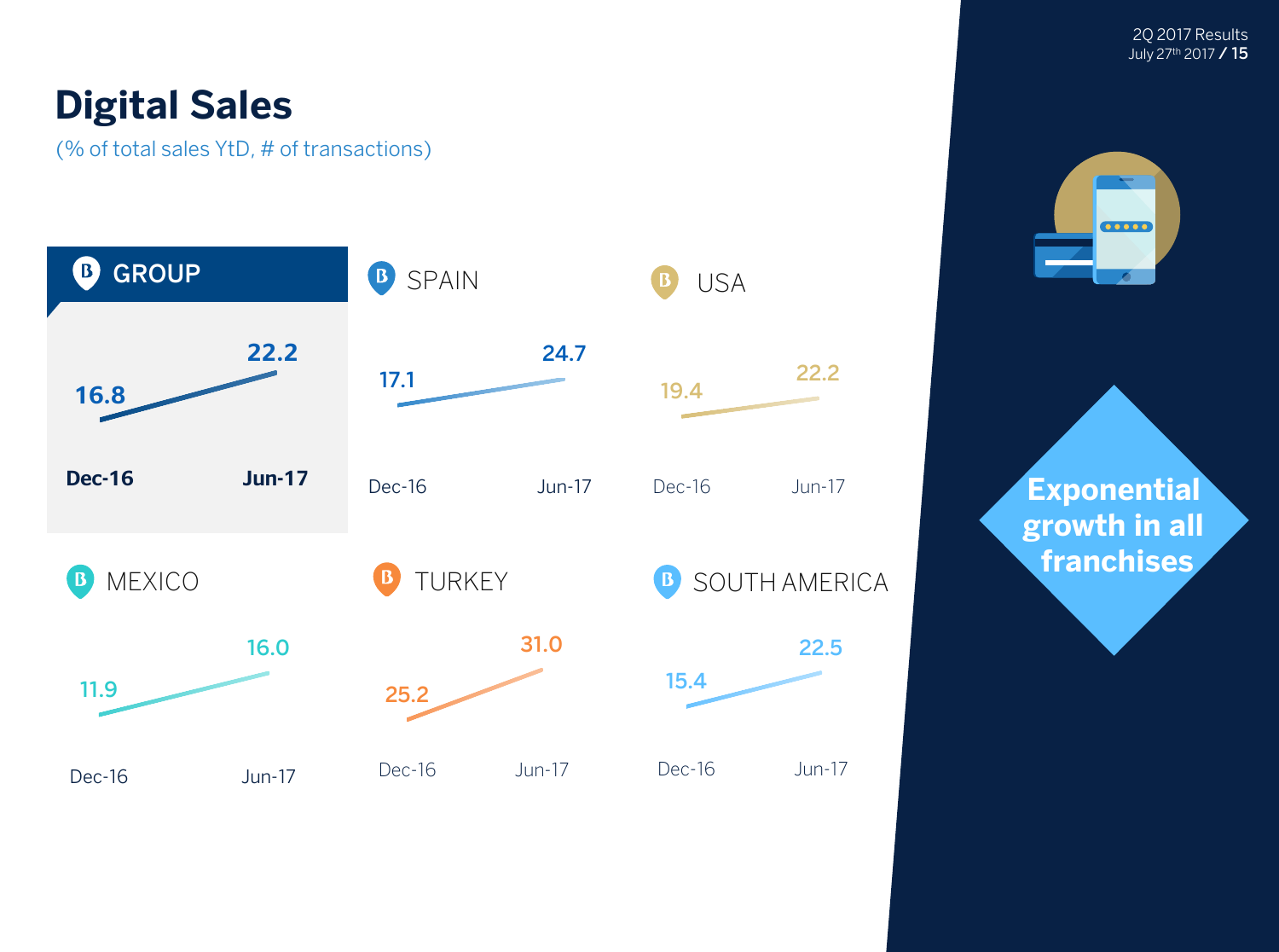# Digital Sales

(% of total sales YtD, # of transactions)

| | Dec-16 | Jun-17 |
|---|---|---|
| GROUP | 16.8 | 22.2 |
| SPAIN | 17.1 | 24.7 |
| USA | 19.4 | 22.2 |
| MEXICO | 11.9 | 16.0 |
| TURKEY | 25.2 | 31.0 |
| SOUTH AMERICA | 15.4 | 22.5 |

**Exponential growth in all franchises**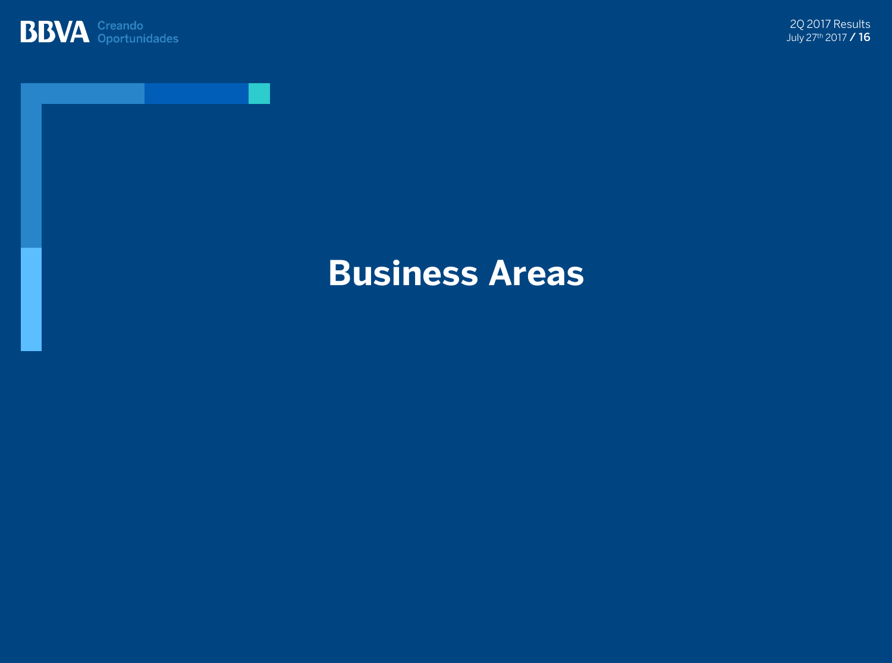# Business Areas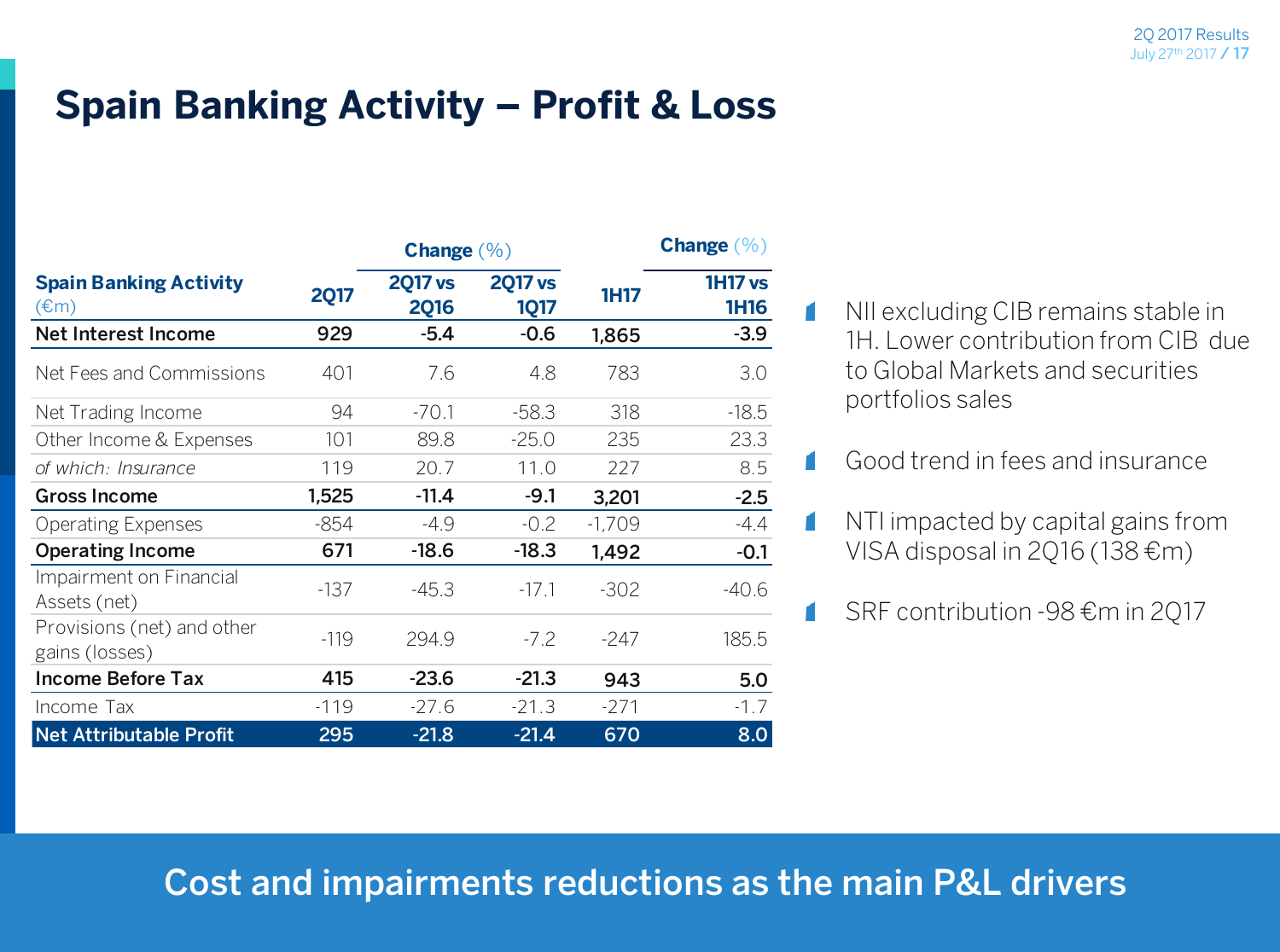# Spain Banking Activity – Profit & Loss

| Spain Banking Activity (€m) | 2Q17 | Change (%) 2Q17 vs 2Q16 | Change (%) 2Q17 vs 1Q17 | 1H17 | Change (%) 1H17 vs 1H16 |
|---|---|---|---|---|---|
| **Net Interest Income** | **929** | **-5.4** | **-0.6** | **1,865** | **-3.9** |
| Net Fees and Commissions | 401 | 7.6 | 4.8 | 783 | 3.0 |
| Net Trading Income | 94 | -70.1 | -58.3 | 318 | -18.5 |
| Other Income & Expenses | 101 | 89.8 | -25.0 | 235 | 23.3 |
| *of which: Insurance* | 119 | 20.7 | 11.0 | 227 | 8.5 |
| **Gross Income** | **1,525** | **-11.4** | **-9.1** | **3,201** | **-2.5** |
| Operating Expenses | -854 | -4.9 | -0.2 | -1,709 | -4.4 |
| **Operating Income** | **671** | **-18.6** | **-18.3** | **1,492** | **-0.1** |
| Impairment on Financial Assets (net) | -137 | -45.3 | -17.1 | -302 | -40.6 |
| Provisions (net) and other gains (losses) | -119 | 294.9 | -7.2 | -247 | 185.5 |
| **Income Before Tax** | **415** | **-23.6** | **-21.3** | **943** | **5.0** |
| Income Tax | -119 | -27.6 | -21.3 | -271 | -1.7 |
| **Net Attributable Profit** | **295** | **-21.8** | **-21.4** | **670** | **8.0** |

- NII excluding CIB remains stable in 1H. Lower contribution from CIB due to Global Markets and securities portfolios sales
- Good trend in fees and insurance
- NTI impacted by capital gains from VISA disposal in 2Q16 (138 €m)
- SRF contribution -98 €m in 2Q17

**Cost and impairments reductions as the main P&L drivers**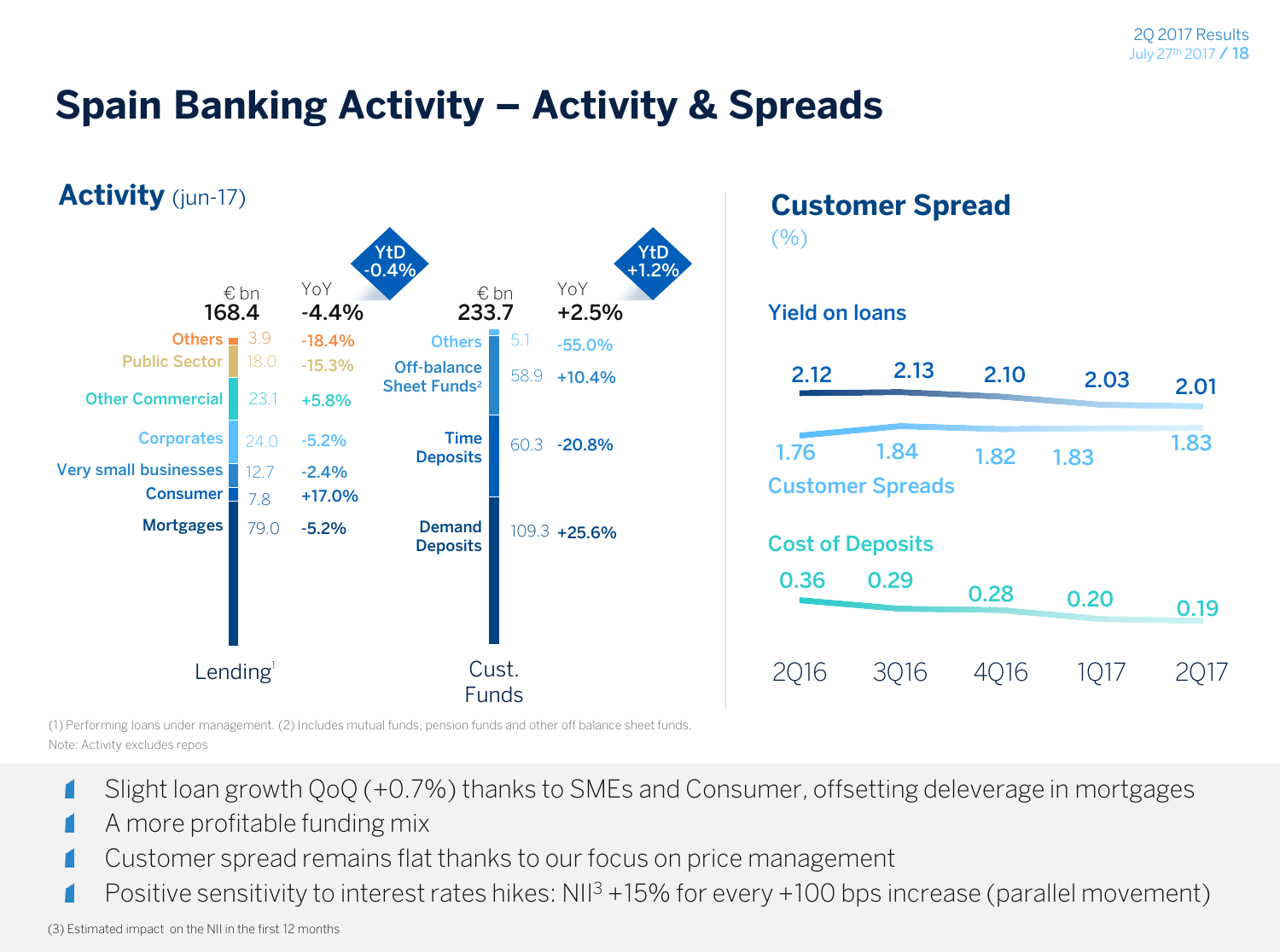# Spain Banking Activity – Activity & Spreads

## Activity (jun-17)

**Lending[1]** — YtD -0.4%

| | € bn | YoY |
|---|---|---|
| **Total** | **168.4** | **-4.4%** |
| Others | 3.9 | -18.4% |
| Public Sector | 18.0 | -15.3% |
| Other Commercial | 23.1 | +5.8% |
| Corporates | 24.0 | -5.2% |
| Very small businesses | 12.7 | -2.4% |
| Consumer | 7.8 | +17.0% |
| Mortgages | 79.0 | -5.2% |

**Cust. Funds** — YtD +1.2%

| | € bn | YoY |
|---|---|---|
| **Total** | **233.7** | **+2.5%** |
| Others | 5.1 | -55.0% |
| Off-balance Sheet Funds[2] | 58.9 | +10.4% |
| Time Deposits | 60.3 | -20.8% |
| Demand Deposits | 109.3 | +25.6% |

## Customer Spread

(%)

| | 2Q16 | 3Q16 | 4Q16 | 1Q17 | 2Q17 |
|---|---|---|---|---|---|
| Yield on loans | 2.12 | 2.13 | 2.10 | 2.03 | 2.01 |
| Customer Spreads | 1.76 | 1.84 | 1.82 | 1.83 | 1.83 |
| Cost of Deposits | 0.36 | 0.29 | 0.28 | 0.20 | 0.19 |

(1) Performing loans under management. (2) Includes mutual funds, pension funds and other off balance sheet funds.
Note: Activity excludes repos

- Slight loan growth QoQ (+0.7%) thanks to SMEs and Consumer, offsetting deleverage in mortgages
- A more profitable funding mix
- Customer spread remains flat thanks to our focus on price management
- Positive sensitivity to interest rates hikes: NII[3] +15% for every +100 bps increase (parallel movement)

(3) Estimated impact on the NII in the first 12 months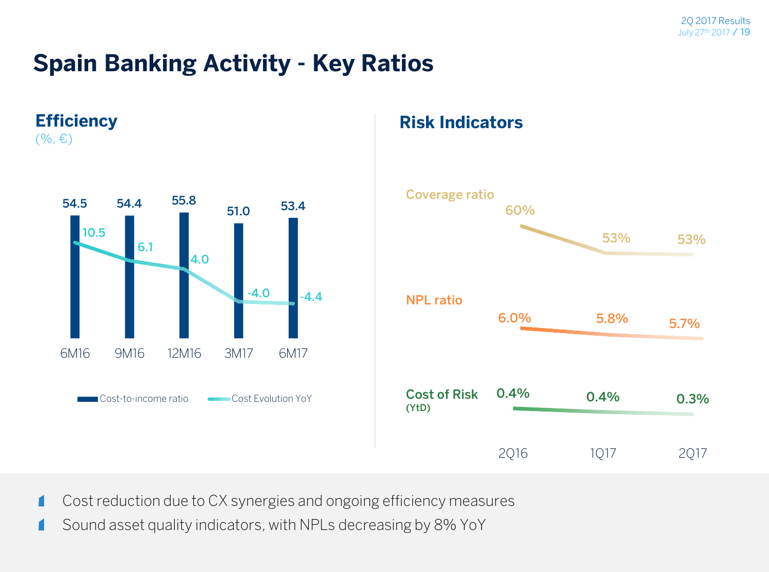# Spain Banking Activity - Key Ratios

## Efficiency

(%, €)

| | 6M16 | 9M16 | 12M16 | 3M17 | 6M17 |
|---|---|---|---|---|---|
| Cost-to-income ratio | 54.5 | 54.4 | 55.8 | 51.0 | 53.4 |
| Cost Evolution YoY | 10.5 | 6.1 | 4.0 | -4.0 | -4.4 |

## Risk Indicators

| | 2Q16 | 1Q17 | 2Q17 |
|---|---|---|---|
| Coverage ratio | 60% | 53% | 53% |
| NPL ratio | 6.0% | 5.8% | 5.7% |
| Cost of Risk (YtD) | 0.4% | 0.4% | 0.3% |

- Cost reduction due to CX synergies and ongoing efficiency measures
- Sound asset quality indicators, with NPLs decreasing by 8% YoY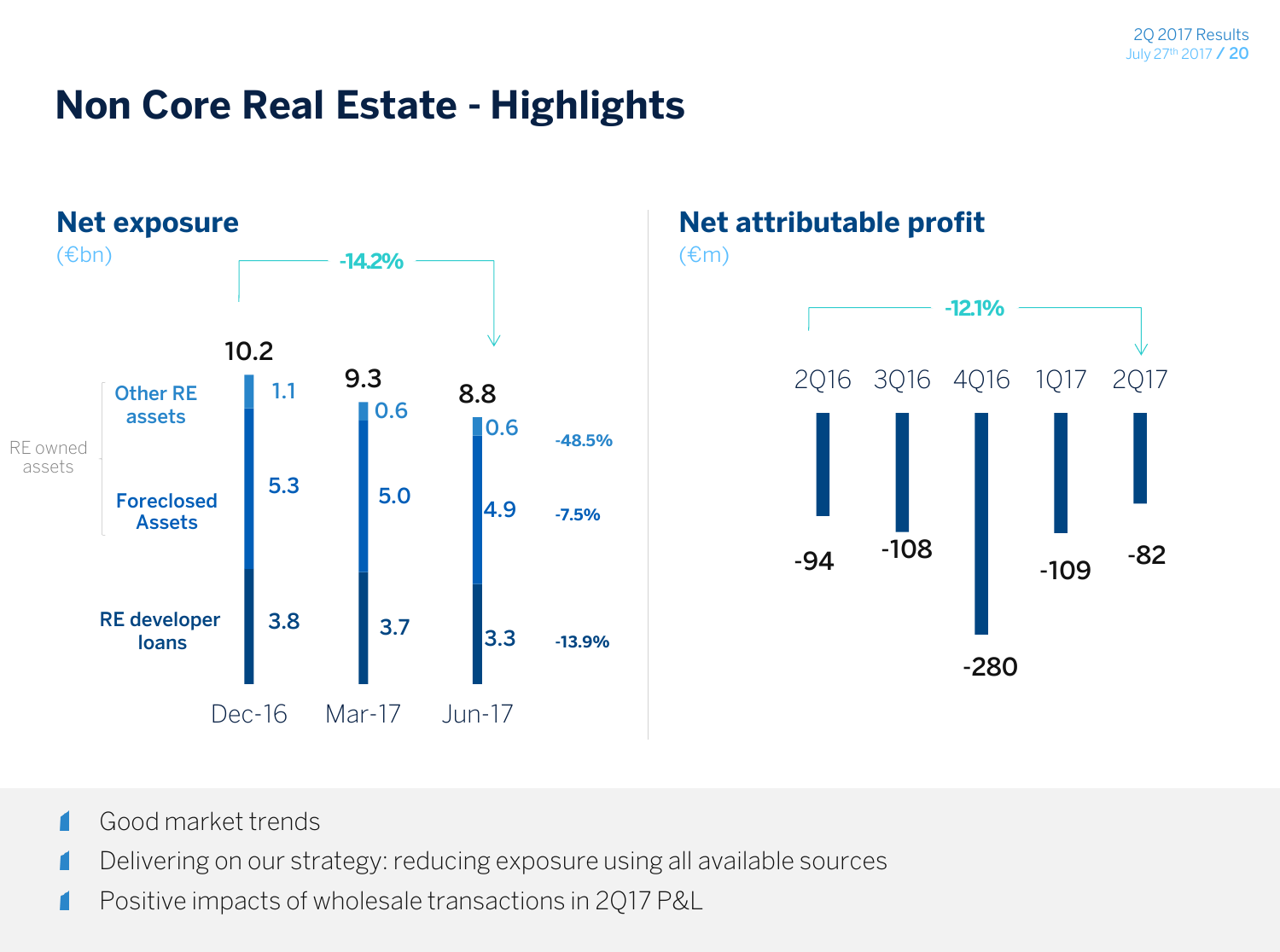# Non Core Real Estate - Highlights

## Net exposure

(€bn)

-14.2%

| | | Dec-16 | Mar-17 | Jun-17 | Change |
|---|---|---|---|---|---|
| RE owned assets | Other RE assets | 1.1 | 0.6 | 0.6 | -48.5% |
| | Foreclosed Assets | 5.3 | 5.0 | 4.9 | -7.5% |
| | RE developer loans | 3.8 | 3.7 | 3.3 | -13.9% |
| | **Total** | 10.2 | 9.3 | 8.8 | |

## Net attributable profit

(€m)

-12.1%

| 2Q16 | 3Q16 | 4Q16 | 1Q17 | 2Q17 |
|---|---|---|---|---|
| -94 | -108 | -280 | -109 | -82 |

- Good market trends
- Delivering on our strategy: reducing exposure using all available sources
- Positive impacts of wholesale transactions in 2Q17 P&L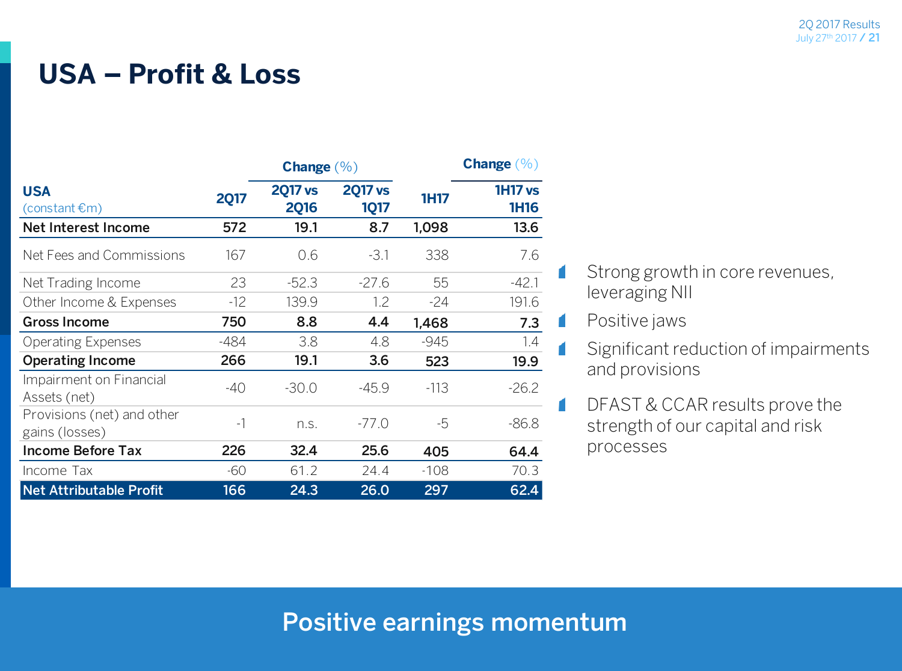# USA – Profit & Loss

| USA (constant €m) | 2Q17 | Change (%) 2Q17 vs 2Q16 | Change (%) 2Q17 vs 1Q17 | 1H17 | Change (%) 1H17 vs 1H16 |
|---|---|---|---|---|---|
| **Net Interest Income** | **572** | **19.1** | **8.7** | **1,098** | **13.6** |
| Net Fees and Commissions | 167 | 0.6 | -3.1 | 338 | 7.6 |
| Net Trading Income | 23 | -52.3 | -27.6 | 55 | -42.1 |
| Other Income & Expenses | -12 | 139.9 | 1.2 | -24 | 191.6 |
| **Gross Income** | **750** | **8.8** | **4.4** | **1,468** | **7.3** |
| Operating Expenses | -484 | 3.8 | 4.8 | -945 | 1.4 |
| **Operating Income** | **266** | **19.1** | **3.6** | **523** | **19.9** |
| Impairment on Financial Assets (net) | -40 | -30.0 | -45.9 | -113 | -26.2 |
| Provisions (net) and other gains (losses) | -1 | n.s. | -77.0 | -5 | -86.8 |
| **Income Before Tax** | **226** | **32.4** | **25.6** | **405** | **64.4** |
| Income Tax | -60 | 61.2 | 24.4 | -108 | 70.3 |
| **Net Attributable Profit** | **166** | **24.3** | **26.0** | **297** | **62.4** |

- Strong growth in core revenues, leveraging NII
- Positive jaws
- Significant reduction of impairments and provisions
- DFAST & CCAR results prove the strength of our capital and risk processes

**Positive earnings momentum**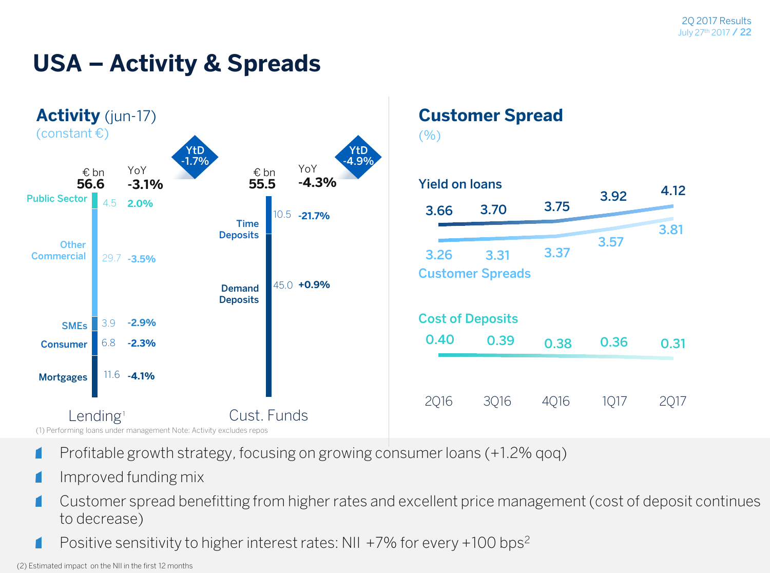# USA – Activity & Spreads

## Activity (jun-17)

(constant €)

**Lending[1]**

| | € bn | YoY |
|---|---|---|
| **Total** | **56.6** | **-3.1%** |
| Public Sector | 4.5 | 2.0% |
| Other Commercial | 29.7 | -3.5% |
| SMEs | 3.9 | -2.9% |
| Consumer | 6.8 | -2.3% |
| Mortgages | 11.6 | -4.1% |

YtD -1.7%

**Cust. Funds**

| | € bn | YoY |
|---|---|---|
| **Total** | **55.5** | **-4.3%** |
| Time Deposits | 10.5 | -21.7% |
| Demand Deposits | 45.0 | +0.9% |

YtD -4.9%

(1) Performing loans under management Note: Activity excludes repos

## Customer Spread

(%)

| | 2Q16 | 3Q16 | 4Q16 | 1Q17 | 2Q17 |
|---|---|---|---|---|---|
| Yield on loans | 3.66 | 3.70 | 3.75 | 3.92 | 4.12 |
| Customer Spreads | 3.26 | 3.31 | 3.37 | 3.57 | 3.81 |
| Cost of Deposits | 0.40 | 0.39 | 0.38 | 0.36 | 0.31 |

- Profitable growth strategy, focusing on growing consumer loans (+1.2% qoq)
- Improved funding mix
- Customer spread benefitting from higher rates and excellent price management (cost of deposit continues to decrease)
- Positive sensitivity to higher interest rates: NII +7% for every +100 bps[2]

(2) Estimated impact on the NII in the first 12 months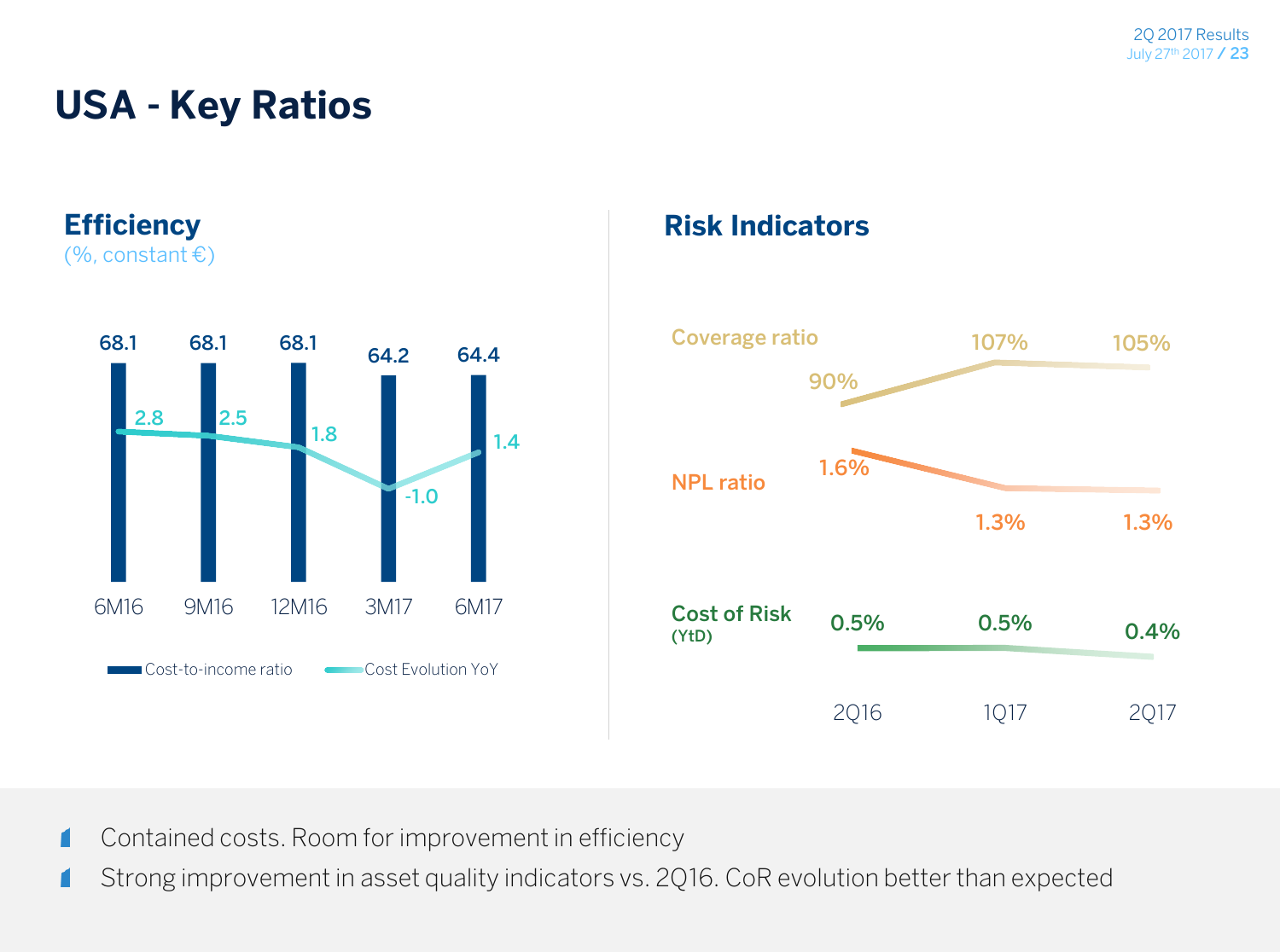# USA - Key Ratios

## Efficiency

(%, constant €)

| | 6M16 | 9M16 | 12M16 | 3M17 | 6M17 |
|---|---|---|---|---|---|
| Cost-to-income ratio | 68.1 | 68.1 | 68.1 | 64.2 | 64.4 |
| Cost Evolution YoY | 2.8 | 2.5 | 1.8 | -1.0 | 1.4 |

## Risk Indicators

| | 2Q16 | 1Q17 | 2Q17 |
|---|---|---|---|
| Coverage ratio | 90% | 107% | 105% |
| NPL ratio | 1.6% | 1.3% | 1.3% |
| Cost of Risk (YtD) | 0.5% | 0.5% | 0.4% |

- Contained costs. Room for improvement in efficiency
- Strong improvement in asset quality indicators vs. 2Q16. CoR evolution better than expected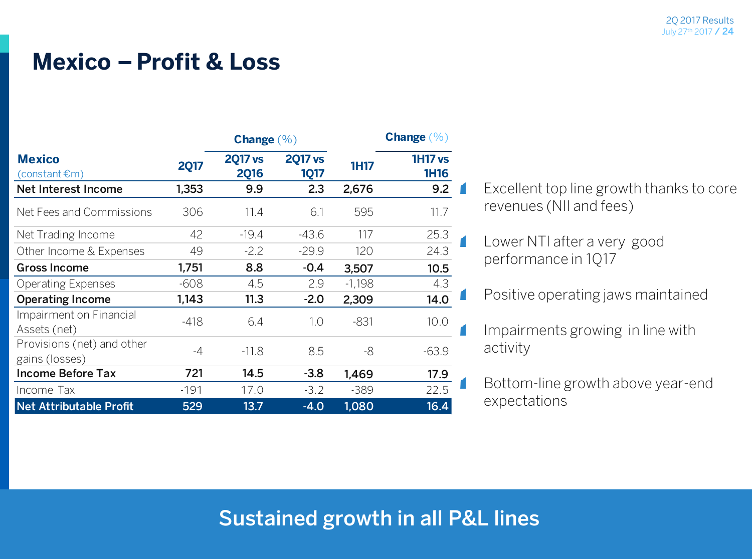# Mexico – Profit & Loss

| Mexico (constant €m) | 2Q17 | Change (%) 2Q17 vs 2Q16 | 2Q17 vs 1Q17 | 1H17 | Change (%) 1H17 vs 1H16 |
|---|---|---|---|---|---|
| **Net Interest Income** | **1,353** | **9.9** | **2.3** | **2,676** | **9.2** |
| Net Fees and Commissions | 306 | 11.4 | 6.1 | 595 | 11.7 |
| Net Trading Income | 42 | -19.4 | -43.6 | 117 | 25.3 |
| Other Income & Expenses | 49 | -2.2 | -29.9 | 120 | 24.3 |
| **Gross Income** | **1,751** | **8.8** | **-0.4** | **3,507** | **10.5** |
| Operating Expenses | -608 | 4.5 | 2.9 | -1,198 | 4.3 |
| **Operating Income** | **1,143** | **11.3** | **-2.0** | **2,309** | **14.0** |
| Impairment on Financial Assets (net) | -418 | 6.4 | 1.0 | -831 | 10.0 |
| Provisions (net) and other gains (losses) | -4 | -11.8 | 8.5 | -8 | -63.9 |
| **Income Before Tax** | **721** | **14.5** | **-3.8** | **1,469** | **17.9** |
| Income Tax | -191 | 17.0 | -3.2 | -389 | 22.5 |
| **Net Attributable Profit** | **529** | **13.7** | **-4.0** | **1,080** | **16.4** |

- Excellent top line growth thanks to core revenues (NII and fees)
- Lower NTI after a very good performance in 1Q17
- Positive operating jaws maintained
- Impairments growing in line with activity
- Bottom-line growth above year-end expectations

**Sustained growth in all P&L lines**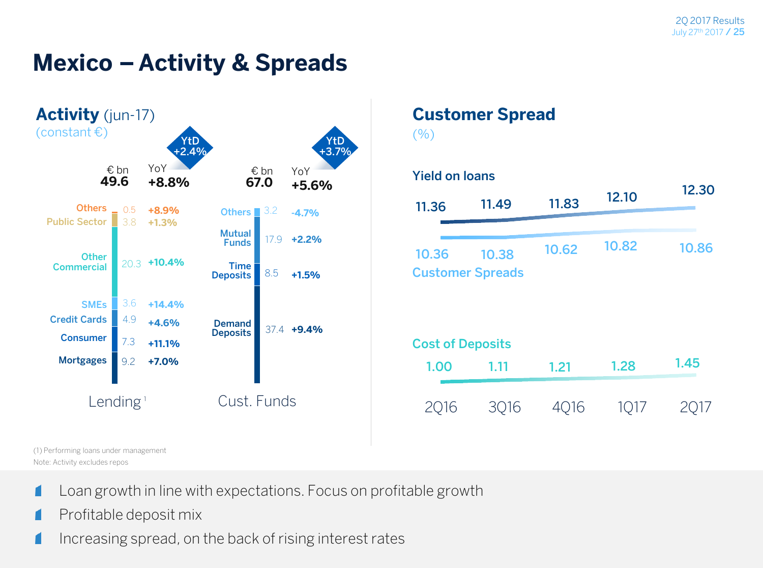# Mexico – Activity & Spreads

## Activity (jun-17)

(constant €)

**Lending[1]** — € bn **49.6**, YoY **+8.8%**, YtD +2.4%

| Segment | € bn | YoY |
|---|---|---|
| Others | 0.5 | +8.9% |
| Public Sector | 3.8 | +1.3% |
| Other Commercial | 20.3 | +10.4% |
| SMEs | 3.6 | +14.4% |
| Credit Cards | 4.9 | +4.6% |
| Consumer | 7.3 | +11.1% |
| Mortgages | 9.2 | +7.0% |

**Cust. Funds** — € bn **67.0**, YoY **+5.6%**, YtD +3.7%

| Segment | € bn | YoY |
|---|---|---|
| Others | 3.2 | -4.7% |
| Mutual Funds | 17.9 | +2.2% |
| Time Deposits | 8.5 | +1.5% |
| Demand Deposits | 37.4 | +9.4% |

## Customer Spread

(%)

| | 2Q16 | 3Q16 | 4Q16 | 1Q17 | 2Q17 |
|---|---|---|---|---|---|
| Yield on loans | 11.36 | 11.49 | 11.83 | 12.10 | 12.30 |
| Customer Spreads | 10.36 | 10.38 | 10.62 | 10.82 | 10.86 |
| Cost of Deposits | 1.00 | 1.11 | 1.21 | 1.28 | 1.45 |

(1) Performing loans under management

Note: Activity excludes repos

- Loan growth in line with expectations. Focus on profitable growth
- Profitable deposit mix
- Increasing spread, on the back of rising interest rates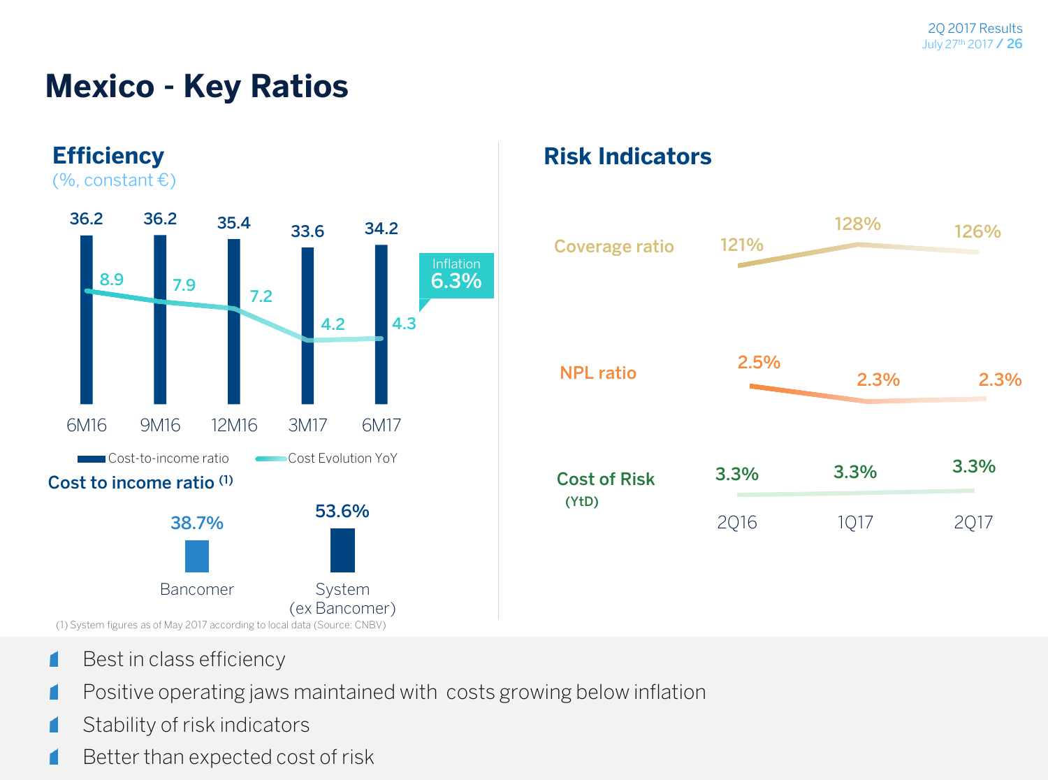# Mexico - Key Ratios

## Efficiency

(%, constant €)

| | 6M16 | 9M16 | 12M16 | 3M17 | 6M17 |
|---|---|---|---|---|---|
| Cost-to-income ratio | 36.2 | 36.2 | 35.4 | 33.6 | 34.2 |
| Cost Evolution YoY | 8.9 | 7.9 | 7.2 | 4.2 | 4.3 |

Inflation 6.3%

### Cost to income ratio (1)

| Bancomer | System (ex Bancomer) |
|---|---|
| 38.7% | 53.6% |

(1) System figures as of May 2017 according to local data (Source: CNBV)

## Risk Indicators

| | 2Q16 | 1Q17 | 2Q17 |
|---|---|---|---|
| Coverage ratio | 121% | 128% | 126% |
| NPL ratio | 2.5% | 2.3% | 2.3% |
| Cost of Risk (YtD) | 3.3% | 3.3% | 3.3% |

- Best in class efficiency
- Positive operating jaws maintained with costs growing below inflation
- Stability of risk indicators
- Better than expected cost of risk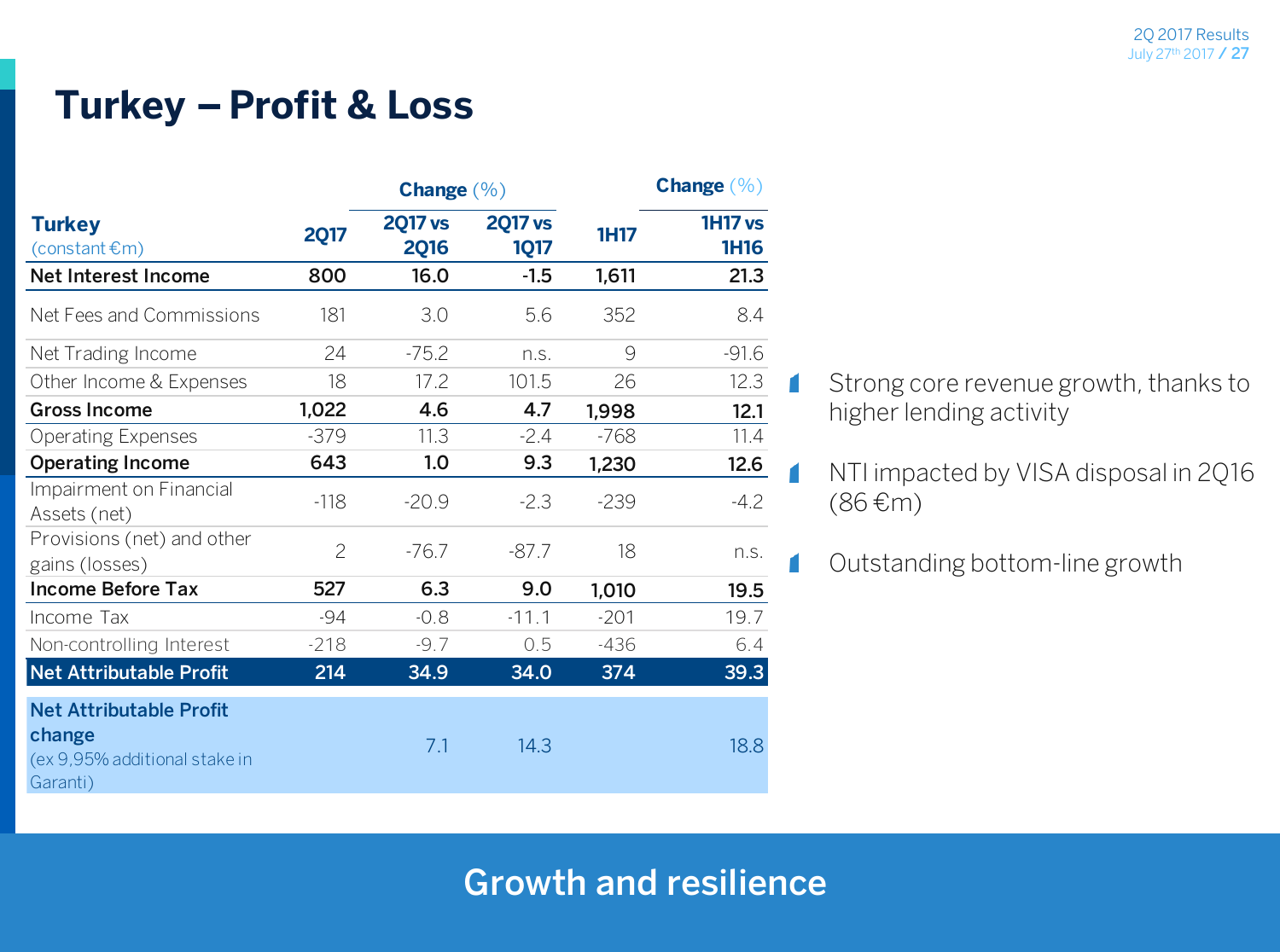# Turkey – Profit & Loss

| Turkey (constant €m) | 2Q17 | Change (%) 2Q17 vs 2Q16 | 2Q17 vs 1Q17 | 1H17 | Change (%) 1H17 vs 1H16 |
|---|---|---|---|---|---|
| **Net Interest Income** | **800** | **16.0** | **-1.5** | **1,611** | **21.3** |
| Net Fees and Commissions | 181 | 3.0 | 5.6 | 352 | 8.4 |
| Net Trading Income | 24 | -75.2 | n.s. | 9 | -91.6 |
| Other Income & Expenses | 18 | 17.2 | 101.5 | 26 | 12.3 |
| **Gross Income** | **1,022** | **4.6** | **4.7** | **1,998** | **12.1** |
| Operating Expenses | -379 | 11.3 | -2.4 | -768 | 11.4 |
| **Operating Income** | **643** | **1.0** | **9.3** | **1,230** | **12.6** |
| Impairment on Financial Assets (net) | -118 | -20.9 | -2.3 | -239 | -4.2 |
| Provisions (net) and other gains (losses) | 2 | -76.7 | -87.7 | 18 | n.s. |
| **Income Before Tax** | **527** | **6.3** | **9.0** | **1,010** | **19.5** |
| Income Tax | -94 | -0.8 | -11.1 | -201 | 19.7 |
| Non-controlling Interest | -218 | -9.7 | 0.5 | -436 | 6.4 |
| **Net Attributable Profit** | **214** | **34.9** | **34.0** | **374** | **39.3** |
| **Net Attributable Profit change** (ex 9,95% additional stake in Garanti) | | 7.1 | 14.3 | | 18.8 |

- Strong core revenue growth, thanks to higher lending activity
- NTI impacted by VISA disposal in 2Q16 (86 €m)
- Outstanding bottom-line growth

**Growth and resilience**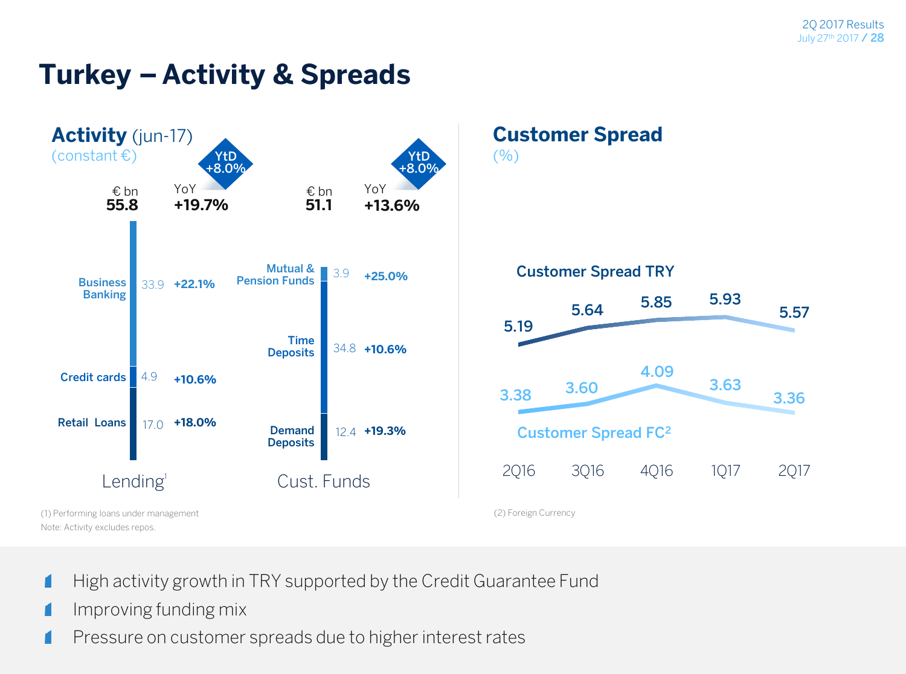# Turkey – Activity & Spreads

## Activity (jun-17)

(constant €)

### Lending[1]

€ bn **55.8** | YoY **+19.7%** | YtD +8.0%

| Segment | € bn | YoY |
|---|---|---|
| Business Banking | 33.9 | +22.1% |
| Credit cards | 4.9 | +10.6% |
| Retail Loans | 17.0 | +18.0% |

### Cust. Funds

€ bn **51.1** | YoY **+13.6%** | YtD +8.0%

| Segment | € bn | YoY |
|---|---|---|
| Mutual & Pension Funds | 3.9 | +25.0% |
| Time Deposits | 34.8 | +10.6% |
| Demand Deposits | 12.4 | +19.3% |

(1) Performing loans under management

Note: Activity excludes repos.

## Customer Spread

(%)

| | 2Q16 | 3Q16 | 4Q16 | 1Q17 | 2Q17 |
|---|---|---|---|---|---|
| Customer Spread TRY | 5.19 | 5.64 | 5.85 | 5.93 | 5.57 |
| Customer Spread FC[2] | 3.38 | 3.60 | 4.09 | 3.63 | 3.36 |

(2) Foreign Currency

- High activity growth in TRY supported by the Credit Guarantee Fund
- Improving funding mix
- Pressure on customer spreads due to higher interest rates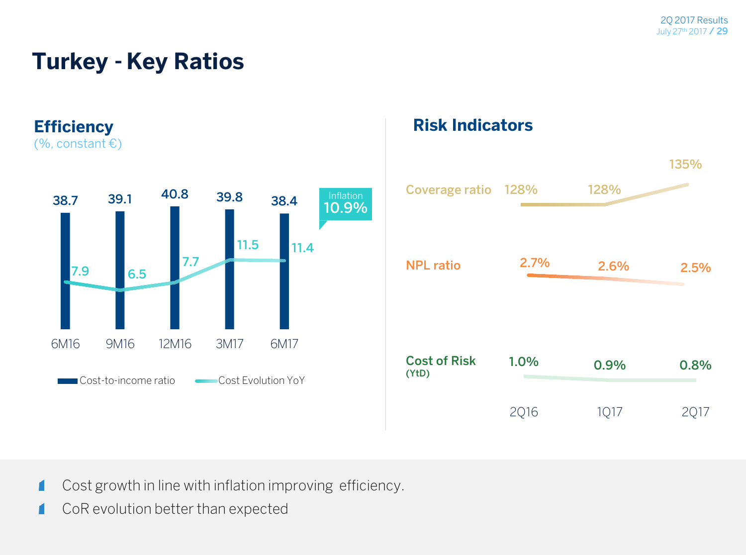# Turkey - Key Ratios

## Efficiency

(%, constant €)

| | 6M16 | 9M16 | 12M16 | 3M17 | 6M17 |
|---|---|---|---|---|---|
| Cost-to-income ratio | 38.7 | 39.1 | 40.8 | 39.8 | 38.4 |
| Cost Evolution YoY | 7.9 | 6.5 | 7.7 | 11.5 | 11.4 |

Inflation 10.9%

## Risk Indicators

| | 2Q16 | 1Q17 | 2Q17 |
|---|---|---|---|
| Coverage ratio | 128% | 128% | 135% |
| NPL ratio | 2.7% | 2.6% | 2.5% |
| Cost of Risk (YtD) | 1.0% | 0.9% | 0.8% |

- Cost growth in line with inflation improving efficiency.
- CoR evolution better than expected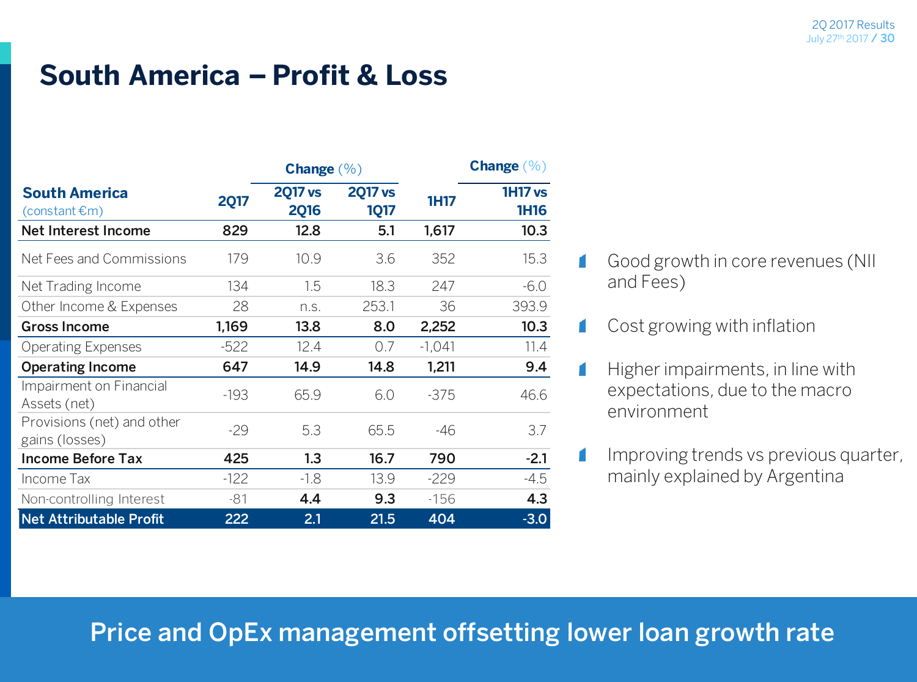# South America – Profit & Loss

| South America (constant €m) | 2Q17 | Change (%) 2Q17 vs 2Q16 | Change (%) 2Q17 vs 1Q17 | 1H17 | Change (%) 1H17 vs 1H16 |
|---|---|---|---|---|---|
| **Net Interest Income** | **829** | **12.8** | **5.1** | **1,617** | **10.3** |
| Net Fees and Commissions | 179 | 10.9 | 3.6 | 352 | 15.3 |
| Net Trading Income | 134 | 1.5 | 18.3 | 247 | -6.0 |
| Other Income & Expenses | 28 | n.s. | 253.1 | 36 | 393.9 |
| **Gross Income** | **1,169** | **13.8** | **8.0** | **2,252** | **10.3** |
| Operating Expenses | -522 | 12.4 | 0.7 | -1,041 | 11.4 |
| **Operating Income** | **647** | **14.9** | **14.8** | **1,211** | **9.4** |
| Impairment on Financial Assets (net) | -193 | 65.9 | 6.0 | -375 | 46.6 |
| Provisions (net) and other gains (losses) | -29 | 5.3 | 65.5 | -46 | 3.7 |
| **Income Before Tax** | **425** | **1.3** | **16.7** | **790** | **-2.1** |
| Income Tax | -122 | -1.8 | 13.9 | -229 | -4.5 |
| Non-controlling Interest | -81 | **4.4** | **9.3** | -156 | **4.3** |
| **Net Attributable Profit** | **222** | **2.1** | **21.5** | **404** | **-3.0** |

- Good growth in core revenues (NII and Fees)
- Cost growing with inflation
- Higher impairments, in line with expectations, due to the macro environment
- Improving trends vs previous quarter, mainly explained by Argentina

**Price and OpEx management offsetting lower loan growth rate**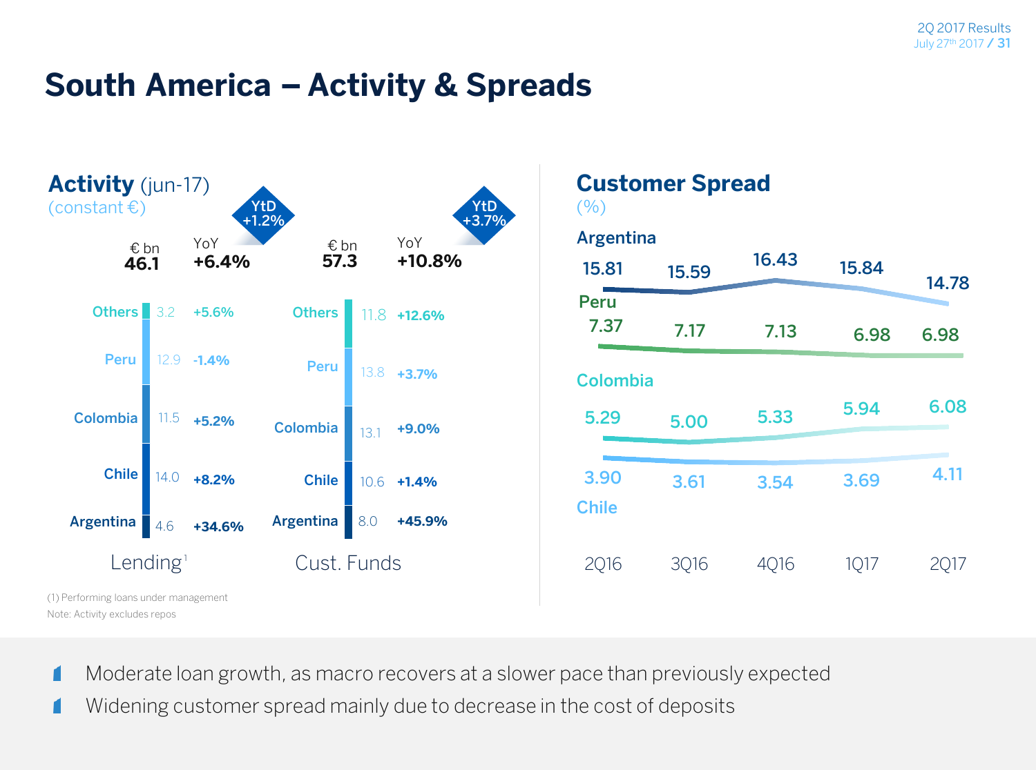# South America – Activity & Spreads

## Activity (jun-17)

(constant €)

| | Lending[1] € bn | Lending[1] YoY | Cust. Funds € bn | Cust. Funds YoY |
|---|---|---|---|---|
| **Total** | **46.1** | **+6.4%** | **57.3** | **+10.8%** |
| YtD | | +1.2% | | +3.7% |
| Others | 3.2 | +5.6% | 11.8 | +12.6% |
| Peru | 12.9 | -1.4% | 13.8 | +3.7% |
| Colombia | 11.5 | +5.2% | 13.1 | +9.0% |
| Chile | 14.0 | +8.2% | 10.6 | +1.4% |
| Argentina | 4.6 | +34.6% | 8.0 | +45.9% |

(1) Performing loans under management

Note: Activity excludes repos

## Customer Spread

(%)

| | 2Q16 | 3Q16 | 4Q16 | 1Q17 | 2Q17 |
|---|---|---|---|---|---|
| Argentina | 15.81 | 15.59 | 16.43 | 15.84 | 14.78 |
| Peru | 7.37 | 7.17 | 7.13 | 6.98 | 6.98 |
| Colombia | 5.29 | 5.00 | 5.33 | 5.94 | 6.08 |
| Chile | 3.90 | 3.61 | 3.54 | 3.69 | 4.11 |

- Moderate loan growth, as macro recovers at a slower pace than previously expected
- Widening customer spread mainly due to decrease in the cost of deposits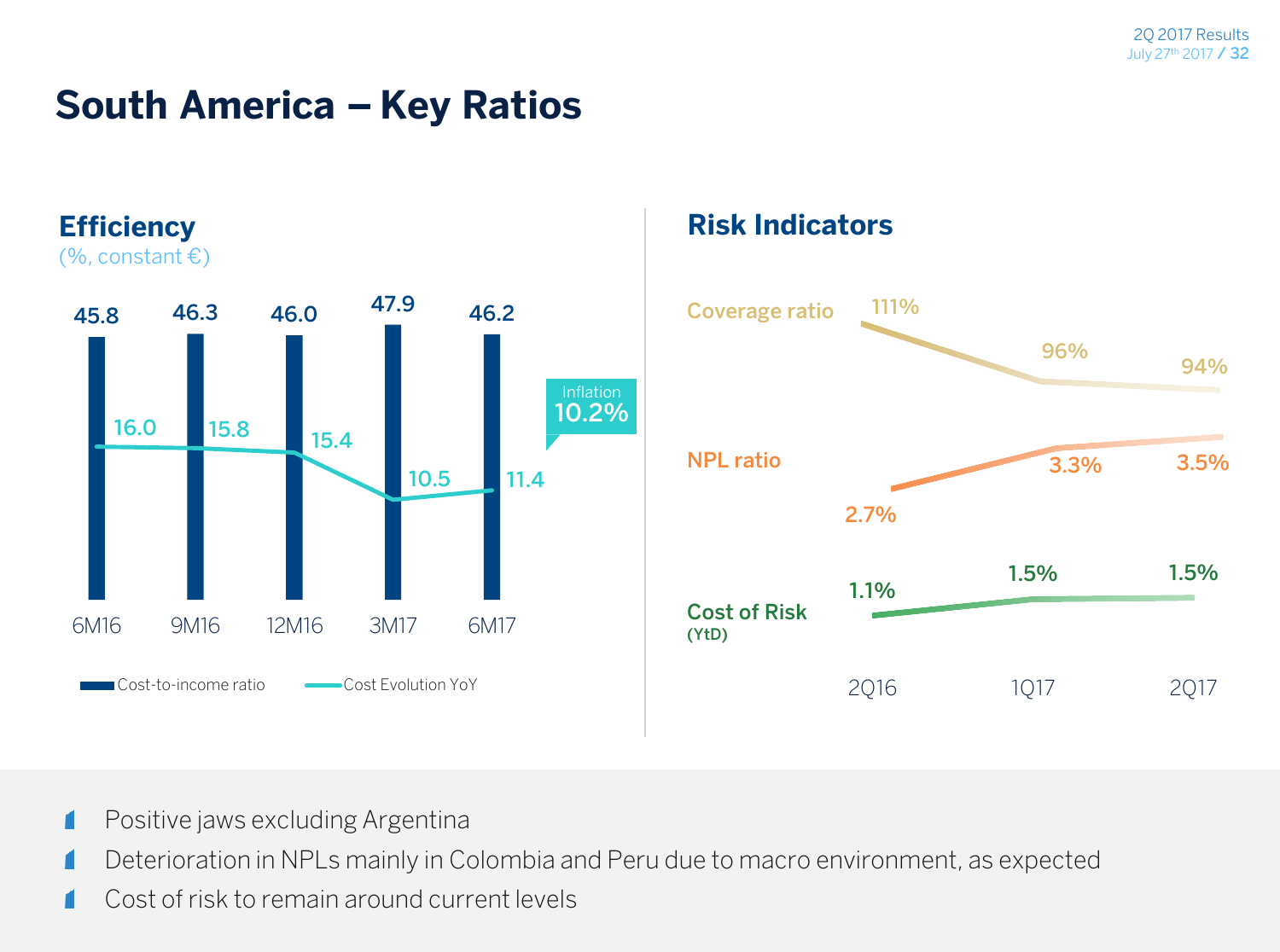# South America – Key Ratios

## Efficiency

(%, constant €)

| | 6M16 | 9M16 | 12M16 | 3M17 | 6M17 |
|---|---|---|---|---|---|
| Cost-to-income ratio | 45.8 | 46.3 | 46.0 | 47.9 | 46.2 |
| Cost Evolution YoY | 16.0 | 15.8 | 15.4 | 10.5 | 11.4 |

Inflation 10.2%

## Risk Indicators

| | 2Q16 | 1Q17 | 2Q17 |
|---|---|---|---|
| Coverage ratio | 111% | 96% | 94% |
| NPL ratio | 2.7% | 3.3% | 3.5% |
| Cost of Risk (YtD) | 1.1% | 1.5% | 1.5% |

- Positive jaws excluding Argentina
- Deterioration in NPLs mainly in Colombia and Peru due to macro environment, as expected
- Cost of risk to remain around current levels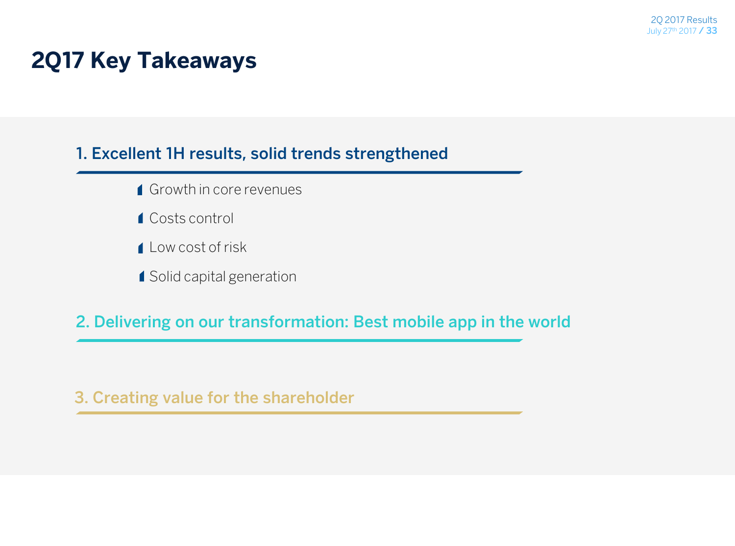# 2Q17 Key Takeaways

## 1. Excellent 1H results, solid trends strengthened

- Growth in core revenues
- Costs control
- Low cost of risk
- Solid capital generation

## 2. Delivering on our transformation: Best mobile app in the world

## 3. Creating value for the shareholder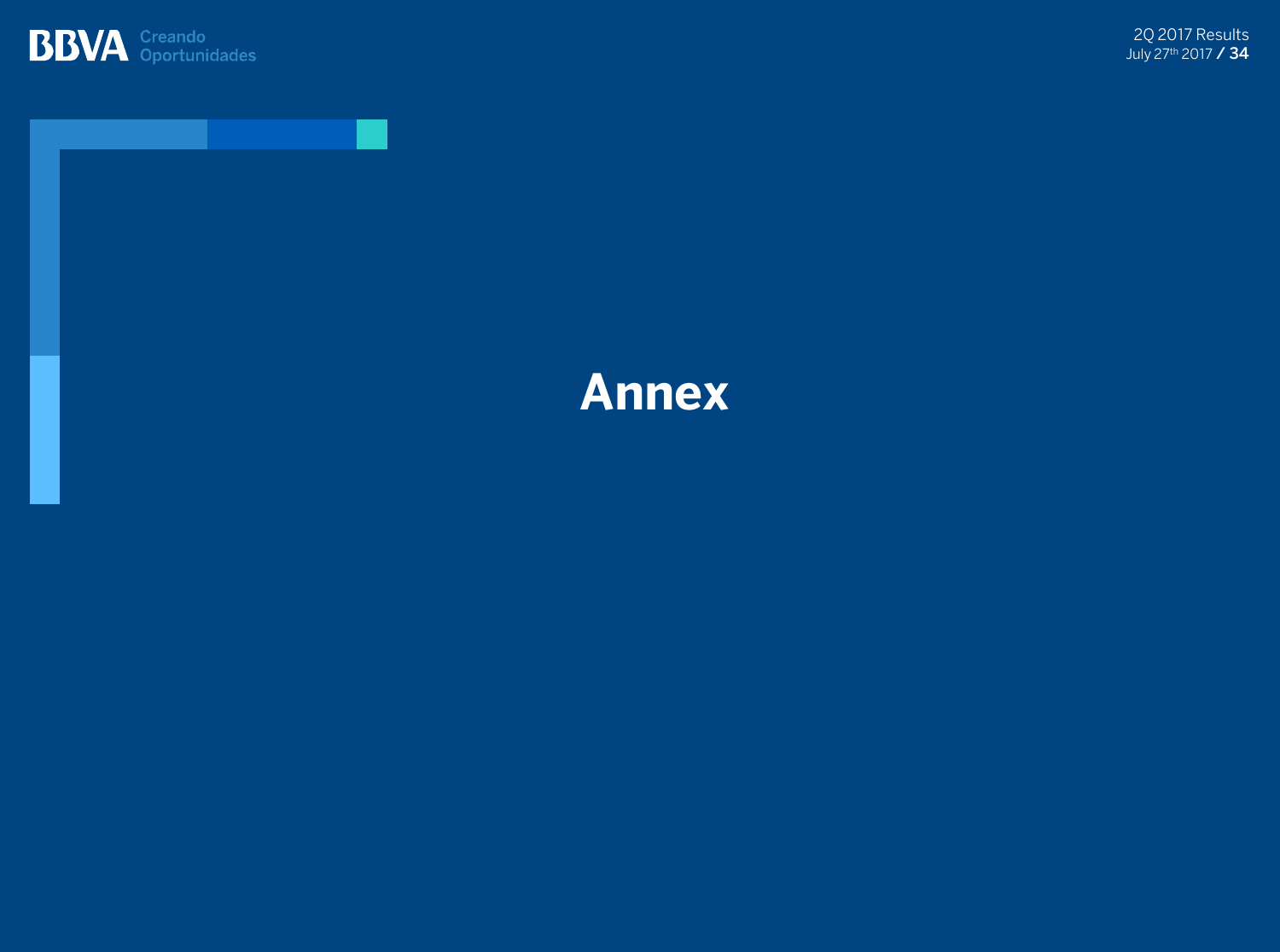# Annex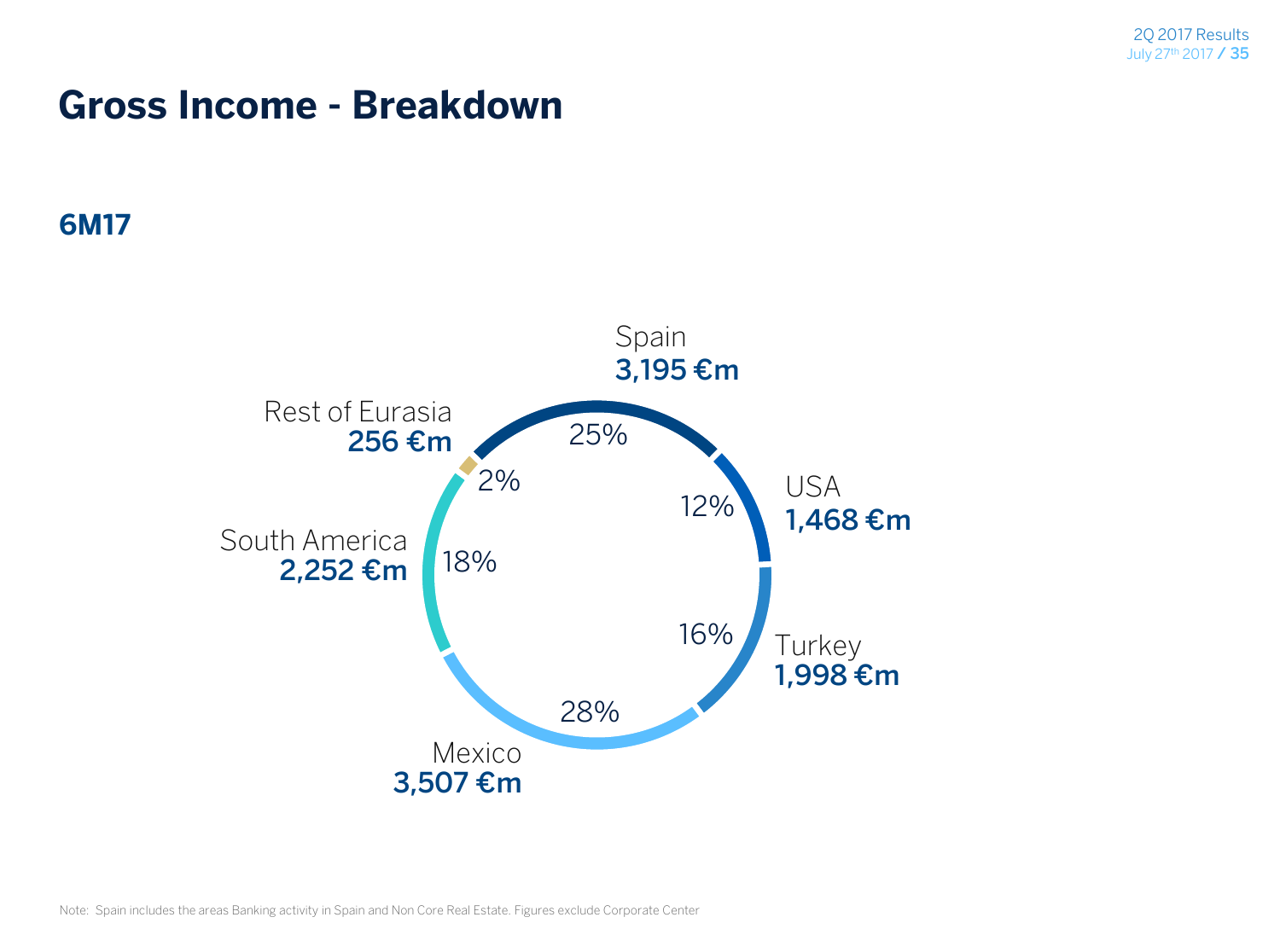# Gross Income - Breakdown

## 6M17

| Region | Gross Income | Share |
| --- | --- | --- |
| Spain | 3,195 €m | 25% |
| USA | 1,468 €m | 12% |
| Turkey | 1,998 €m | 16% |
| Mexico | 3,507 €m | 28% |
| South America | 2,252 €m | 18% |
| Rest of Eurasia | 256 €m | 2% |

Note: Spain includes the areas Banking activity in Spain and Non Core Real Estate. Figures exclude Corporate Center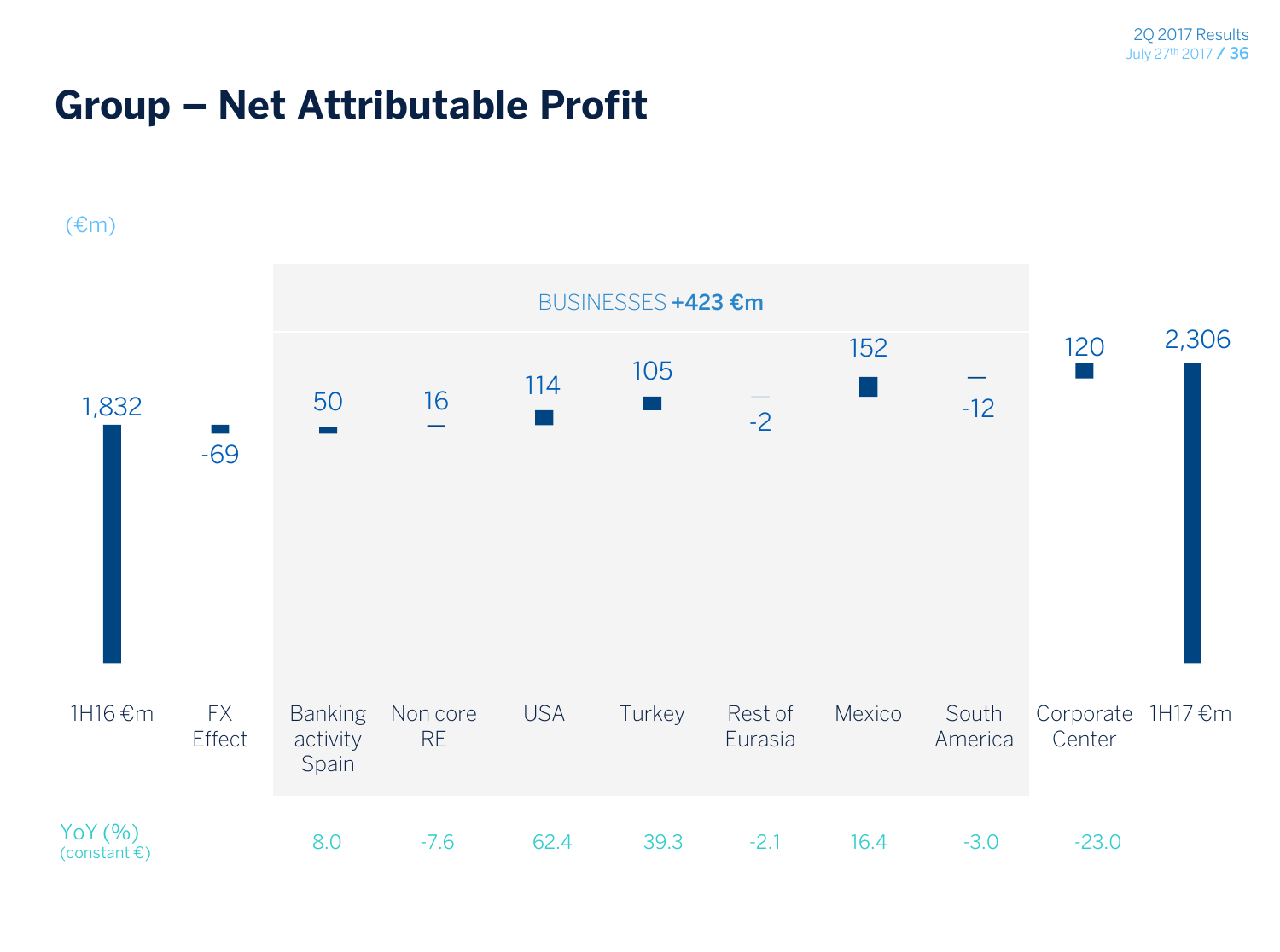# Group – Net Attributable Profit

(€m)

BUSINESSES **+423 €m**

| | 1H16 €m | FX Effect | Banking activity Spain | Non core RE | USA | Turkey | Rest of Eurasia | Mexico | South America | Corporate Center | 1H17 €m |
|---|---|---|---|---|---|---|---|---|---|---|---|
| €m | 1,832 | -69 | 50 | 16 | 114 | 105 | -2 | 152 | -12 | 120 | 2,306 |
| YoY (%) (constant €) | | | 8.0 | -7.6 | 62.4 | 39.3 | -2.1 | 16.4 | -3.0 | -23.0 | |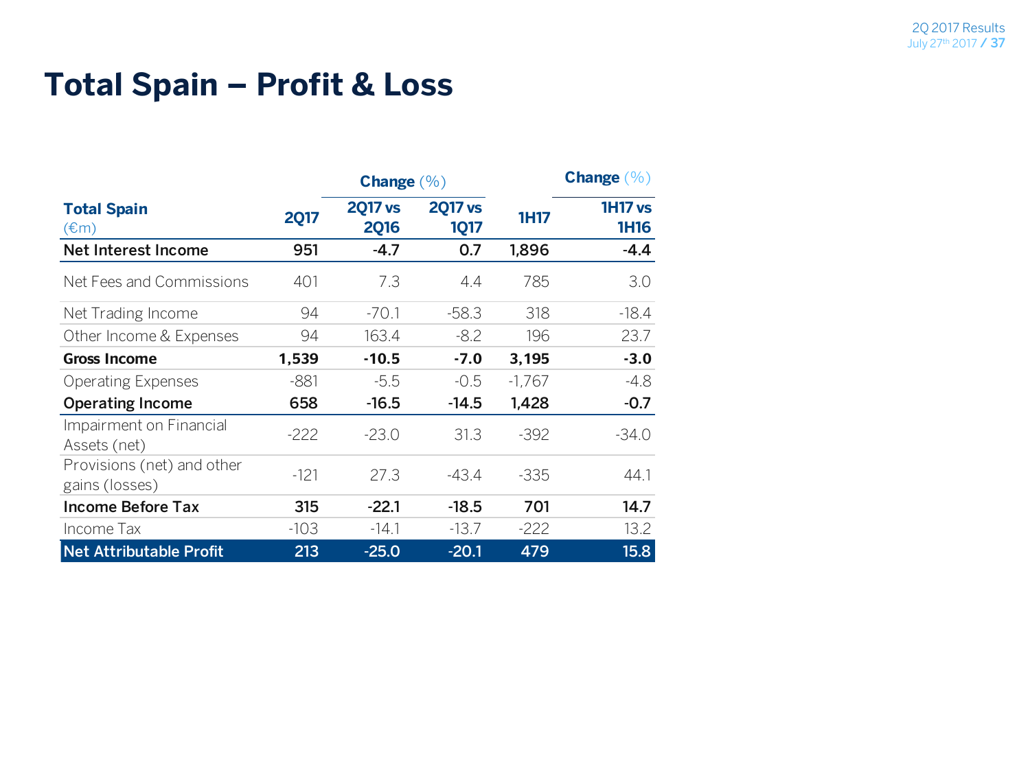# Total Spain – Profit & Loss

| Total Spain (€m) | 2Q17 | Change (%) 2Q17 vs 2Q16 | Change (%) 2Q17 vs 1Q17 | 1H17 | Change (%) 1H17 vs 1H16 |
|---|---|---|---|---|---|
| **Net Interest Income** | **951** | **-4.7** | **0.7** | **1,896** | **-4.4** |
| Net Fees and Commissions | 401 | 7.3 | 4.4 | 785 | 3.0 |
| Net Trading Income | 94 | -70.1 | -58.3 | 318 | -18.4 |
| Other Income & Expenses | 94 | 163.4 | -8.2 | 196 | 23.7 |
| **Gross Income** | **1,539** | **-10.5** | **-7.0** | **3,195** | **-3.0** |
| Operating Expenses | -881 | -5.5 | -0.5 | -1,767 | -4.8 |
| **Operating Income** | **658** | **-16.5** | **-14.5** | **1,428** | **-0.7** |
| Impairment on Financial Assets (net) | -222 | -23.0 | 31.3 | -392 | -34.0 |
| Provisions (net) and other gains (losses) | -121 | 27.3 | -43.4 | -335 | 44.1 |
| **Income Before Tax** | **315** | **-22.1** | **-18.5** | **701** | **14.7** |
| Income Tax | -103 | -14.1 | -13.7 | -222 | 13.2 |
| **Net Attributable Profit** | **213** | **-25.0** | **-20.1** | **479** | **15.8** |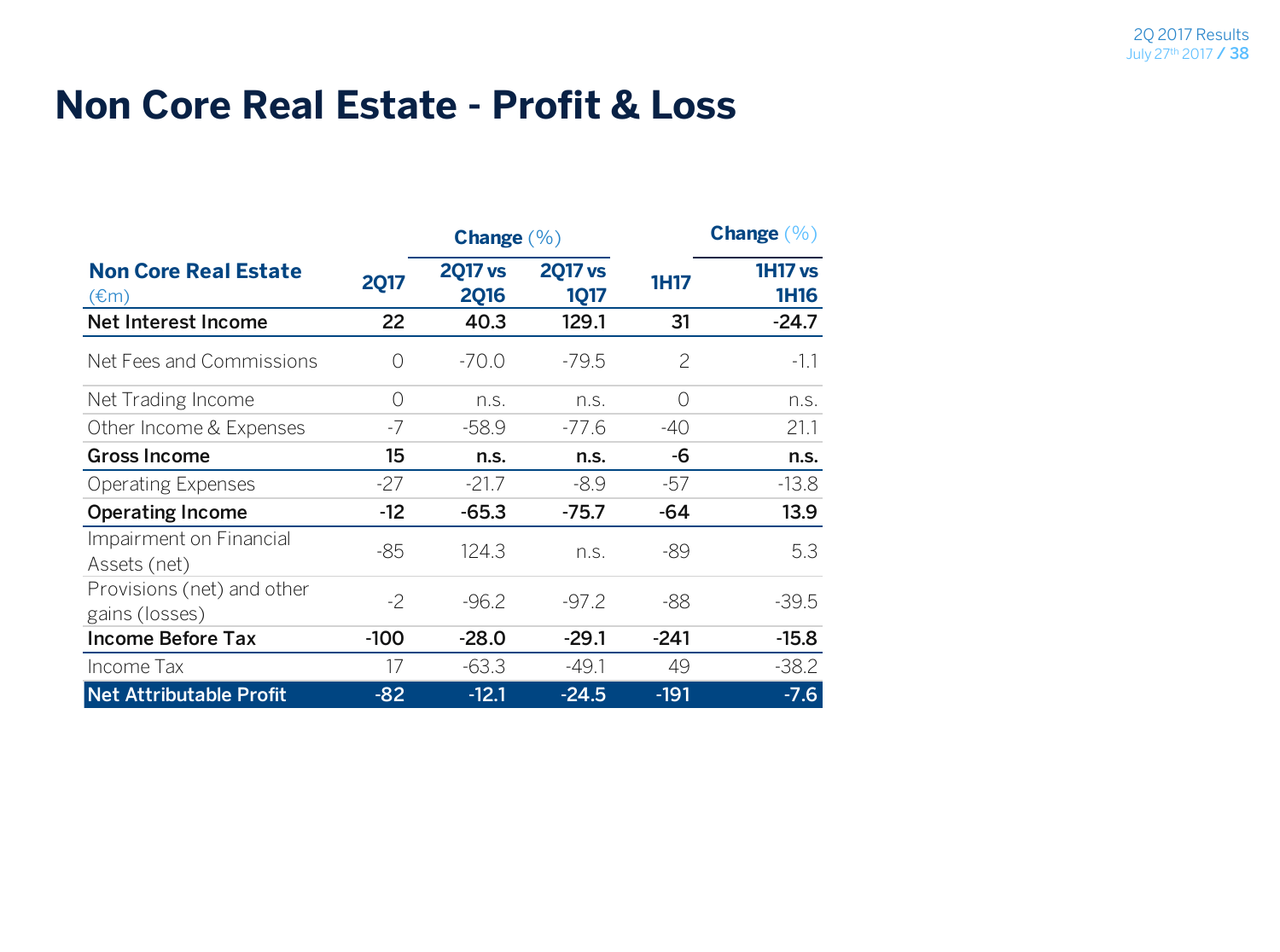# Non Core Real Estate - Profit & Loss

| Non Core Real Estate (€m) | 2Q17 | Change (%) 2Q17 vs 2Q16 | Change (%) 2Q17 vs 1Q17 | 1H17 | Change (%) 1H17 vs 1H16 |
|---|---|---|---|---|---|
| **Net Interest Income** | **22** | **40.3** | **129.1** | **31** | **-24.7** |
| Net Fees and Commissions | 0 | -70.0 | -79.5 | 2 | -1.1 |
| Net Trading Income | 0 | n.s. | n.s. | 0 | n.s. |
| Other Income & Expenses | -7 | -58.9 | -77.6 | -40 | 21.1 |
| **Gross Income** | **15** | **n.s.** | **n.s.** | **-6** | **n.s.** |
| Operating Expenses | -27 | -21.7 | -8.9 | -57 | -13.8 |
| **Operating Income** | **-12** | **-65.3** | **-75.7** | **-64** | **13.9** |
| Impairment on Financial Assets (net) | -85 | 124.3 | n.s. | -89 | 5.3 |
| Provisions (net) and other gains (losses) | -2 | -96.2 | -97.2 | -88 | -39.5 |
| **Income Before Tax** | **-100** | **-28.0** | **-29.1** | **-241** | **-15.8** |
| Income Tax | 17 | -63.3 | -49.1 | 49 | -38.2 |
| **Net Attributable Profit** | **-82** | **-12.1** | **-24.5** | **-191** | **-7.6** |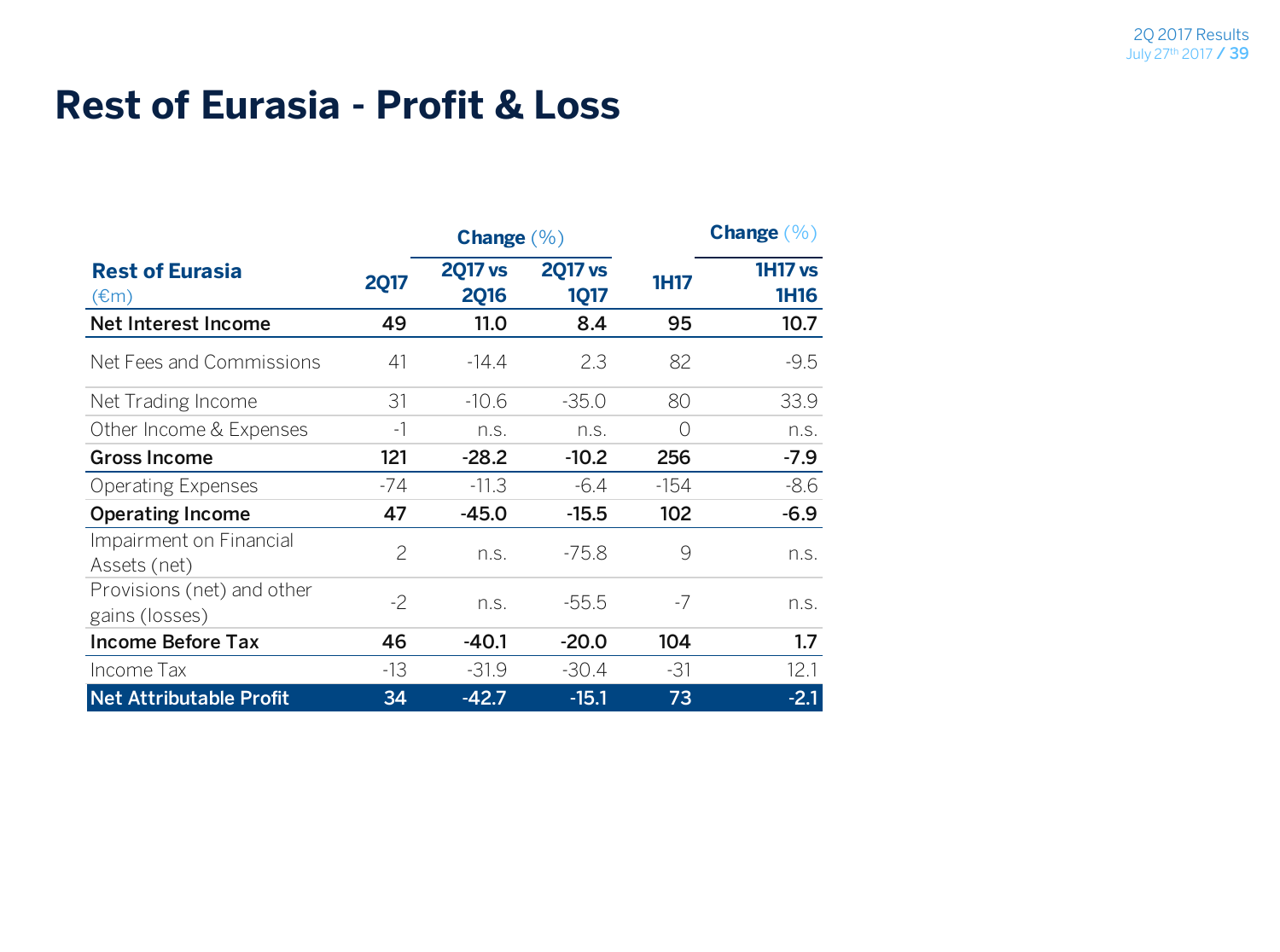# Rest of Eurasia - Profit & Loss

| Rest of Eurasia (€m) | 2Q17 | Change (%) 2Q17 vs 2Q16 | 2Q17 vs 1Q17 | 1H17 | Change (%) 1H17 vs 1H16 |
|---|---|---|---|---|---|
| **Net Interest Income** | **49** | **11.0** | **8.4** | **95** | **10.7** |
| Net Fees and Commissions | 41 | -14.4 | 2.3 | 82 | -9.5 |
| Net Trading Income | 31 | -10.6 | -35.0 | 80 | 33.9 |
| Other Income & Expenses | -1 | n.s. | n.s. | 0 | n.s. |
| **Gross Income** | **121** | **-28.2** | **-10.2** | **256** | **-7.9** |
| Operating Expenses | -74 | -11.3 | -6.4 | -154 | -8.6 |
| **Operating Income** | **47** | **-45.0** | **-15.5** | **102** | **-6.9** |
| Impairment on Financial Assets (net) | 2 | n.s. | -75.8 | 9 | n.s. |
| Provisions (net) and other gains (losses) | -2 | n.s. | -55.5 | -7 | n.s. |
| **Income Before Tax** | **46** | **-40.1** | **-20.0** | **104** | **1.7** |
| Income Tax | -13 | -31.9 | -30.4 | -31 | 12.1 |
| **Net Attributable Profit** | **34** | **-42.7** | **-15.1** | **73** | **-2.1** |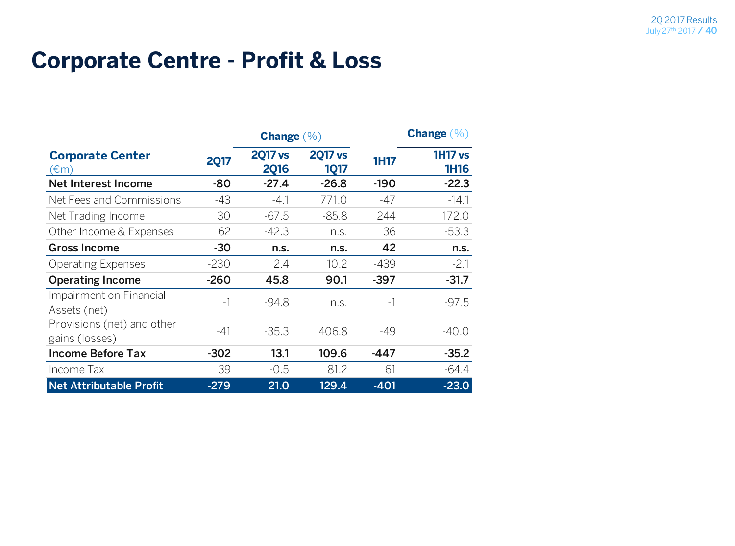# Corporate Centre - Profit & Loss

| Corporate Center (€m) | 2Q17 | Change (%) 2Q17 vs 2Q16 | 2Q17 vs 1Q17 | 1H17 | Change (%) 1H17 vs 1H16 |
|---|---|---|---|---|---|
| **Net Interest Income** | **-80** | **-27.4** | **-26.8** | **-190** | **-22.3** |
| Net Fees and Commissions | -43 | -4.1 | 771.0 | -47 | -14.1 |
| Net Trading Income | 30 | -67.5 | -85.8 | 244 | 172.0 |
| Other Income & Expenses | 62 | -42.3 | n.s. | 36 | -53.3 |
| **Gross Income** | **-30** | **n.s.** | **n.s.** | **42** | **n.s.** |
| Operating Expenses | -230 | 2.4 | 10.2 | -439 | -2.1 |
| **Operating Income** | **-260** | **45.8** | **90.1** | **-397** | **-31.7** |
| Impairment on Financial Assets (net) | -1 | -94.8 | n.s. | -1 | -97.5 |
| Provisions (net) and other gains (losses) | -41 | -35.3 | 406.8 | -49 | -40.0 |
| **Income Before Tax** | **-302** | **13.1** | **109.6** | **-447** | **-35.2** |
| Income Tax | 39 | -0.5 | 81.2 | 61 | -64.4 |
| **Net Attributable Profit** | **-279** | **21.0** | **129.4** | **-401** | **-23.0** |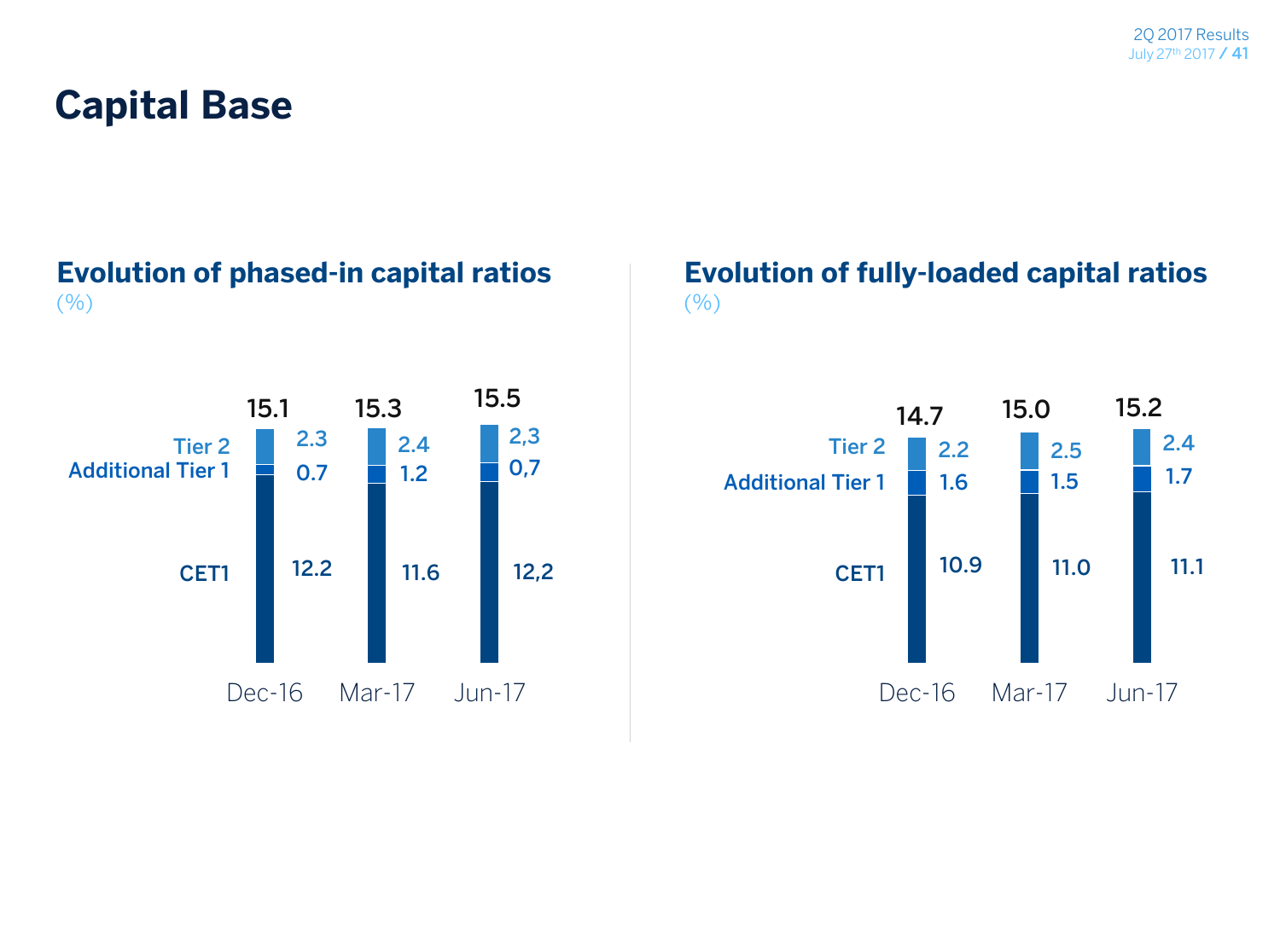# Capital Base

## Evolution of phased-in capital ratios

(%)

| | Dec-16 | Mar-17 | Jun-17 |
|---|---|---|---|
| Tier 2 | 2.3 | 2.4 | 2,3 |
| Additional Tier 1 | 0.7 | 1.2 | 0,7 |
| CET1 | 12.2 | 11.6 | 12,2 |
| Total | 15.1 | 15.3 | 15.5 |

## Evolution of fully-loaded capital ratios

(%)

| | Dec-16 | Mar-17 | Jun-17 |
|---|---|---|---|
| Tier 2 | 2.2 | 2.5 | 2.4 |
| Additional Tier 1 | 1.6 | 1.5 | 1.7 |
| CET1 | 10.9 | 11.0 | 11.1 |
| Total | 14.7 | 15.0 | 15.2 |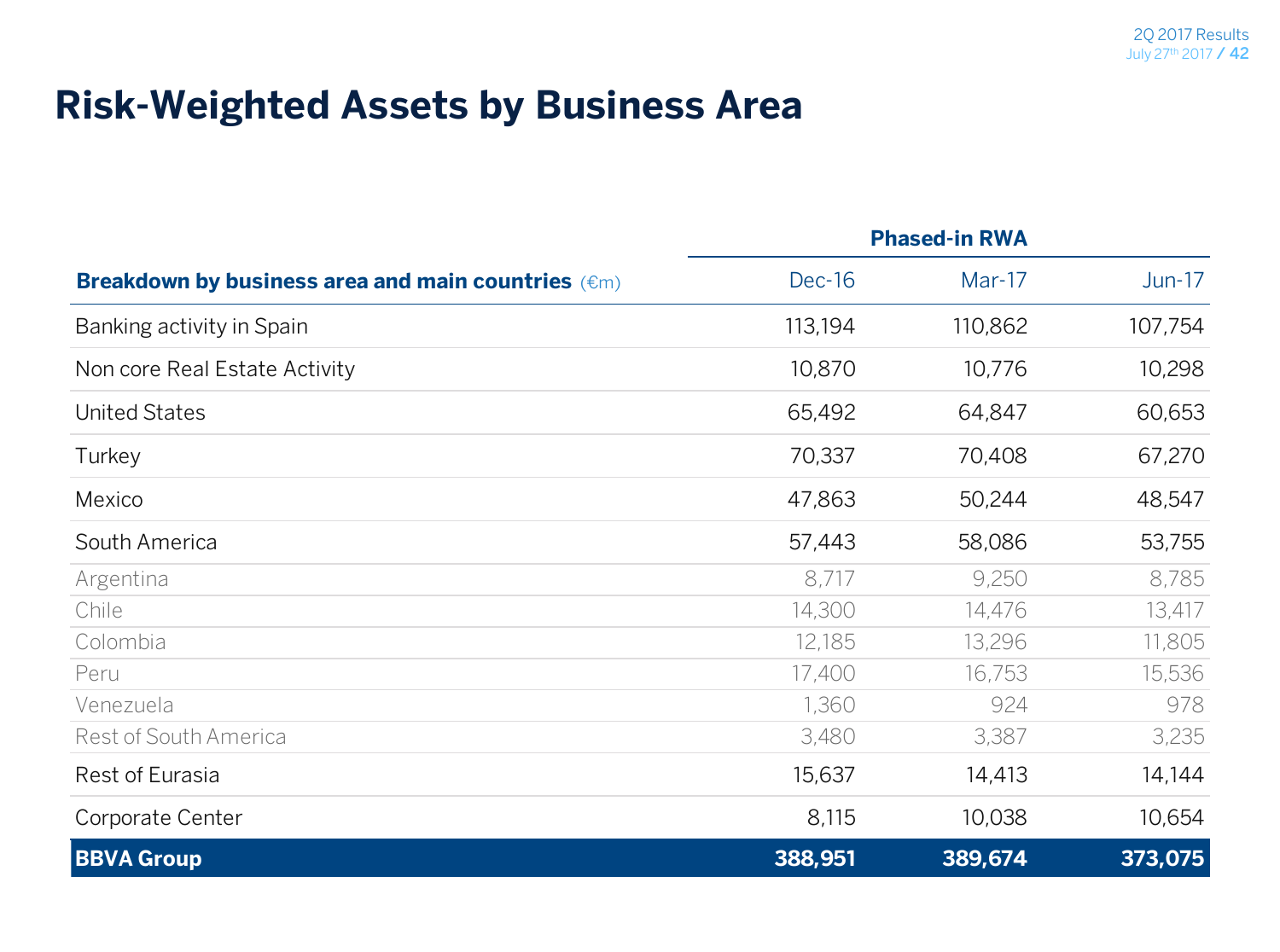# Risk-Weighted Assets by Business Area

| Breakdown by business area and main countries (€m) | Phased-in RWA | | |
|---|---|---|---|
| | Dec-16 | Mar-17 | Jun-17 |
| Banking activity in Spain | 113,194 | 110,862 | 107,754 |
| Non core Real Estate Activity | 10,870 | 10,776 | 10,298 |
| United States | 65,492 | 64,847 | 60,653 |
| Turkey | 70,337 | 70,408 | 67,270 |
| Mexico | 47,863 | 50,244 | 48,547 |
| South America | 57,443 | 58,086 | 53,755 |
| Argentina | 8,717 | 9,250 | 8,785 |
| Chile | 14,300 | 14,476 | 13,417 |
| Colombia | 12,185 | 13,296 | 11,805 |
| Peru | 17,400 | 16,753 | 15,536 |
| Venezuela | 1,360 | 924 | 978 |
| Rest of South America | 3,480 | 3,387 | 3,235 |
| Rest of Eurasia | 15,637 | 14,413 | 14,144 |
| Corporate Center | 8,115 | 10,038 | 10,654 |
| **BBVA Group** | **388,951** | **389,674** | **373,075** |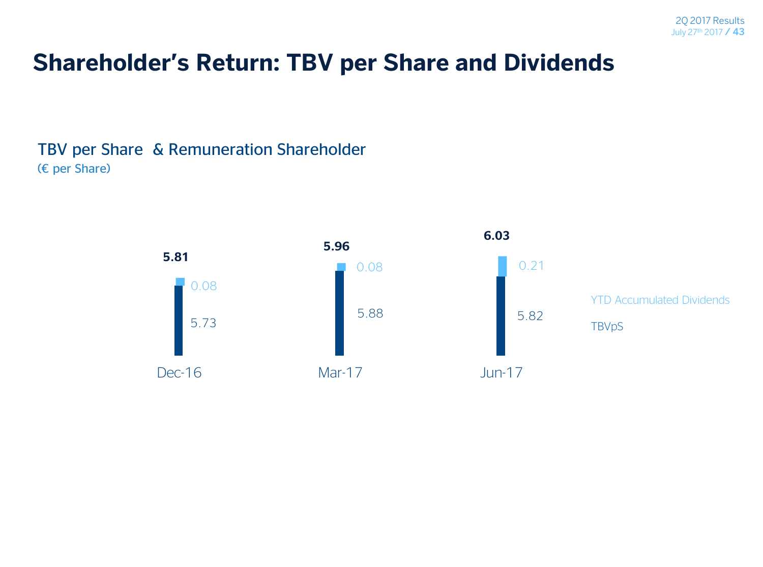# Shareholder's Return: TBV per Share and Dividends

## TBV per Share & Remuneration Shareholder

(€ per Share)

| | Dec-16 | Mar-17 | Jun-17 |
|---|---|---|---|
| YTD Accumulated Dividends | 0.08 | 0.08 | 0.21 |
| TBVpS | 5.73 | 5.88 | 5.82 |
| **Total** | **5.81** | **5.96** | **6.03** |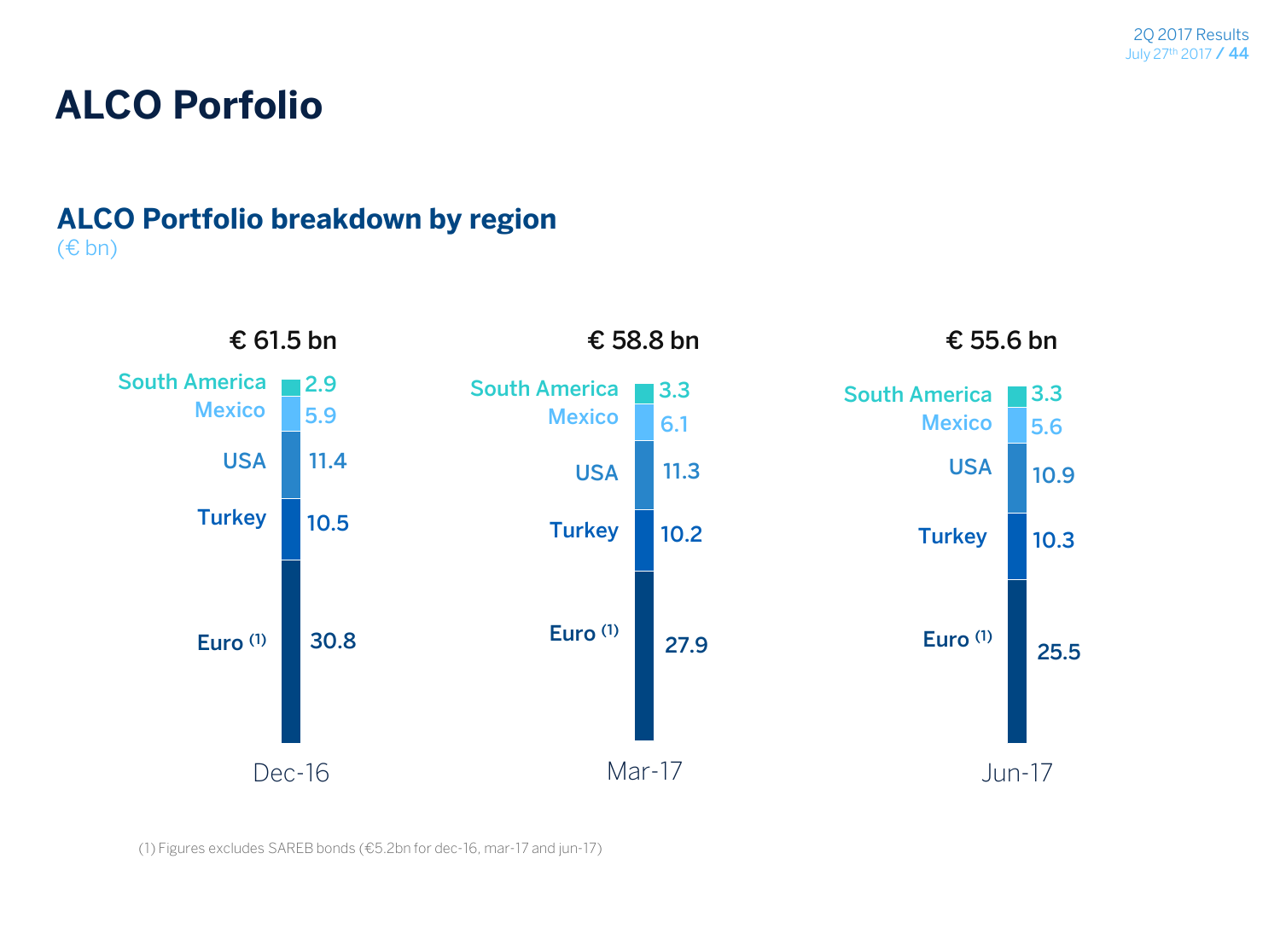# ALCO Porfolio

## ALCO Portfolio breakdown by region

(€ bn)

| Region | Dec-16 | Mar-17 | Jun-17 |
|---|---|---|---|
| South America | 2.9 | 3.3 | 3.3 |
| Mexico | 5.9 | 6.1 | 5.6 |
| USA | 11.4 | 11.3 | 10.9 |
| Turkey | 10.5 | 10.2 | 10.3 |
| Euro (1) | 30.8 | 27.9 | 25.5 |
| Total | € 61.5 bn | € 58.8 bn | € 55.6 bn |

(1) Figures excludes SAREB bonds (€5.2bn for dec-16, mar-17 and jun-17)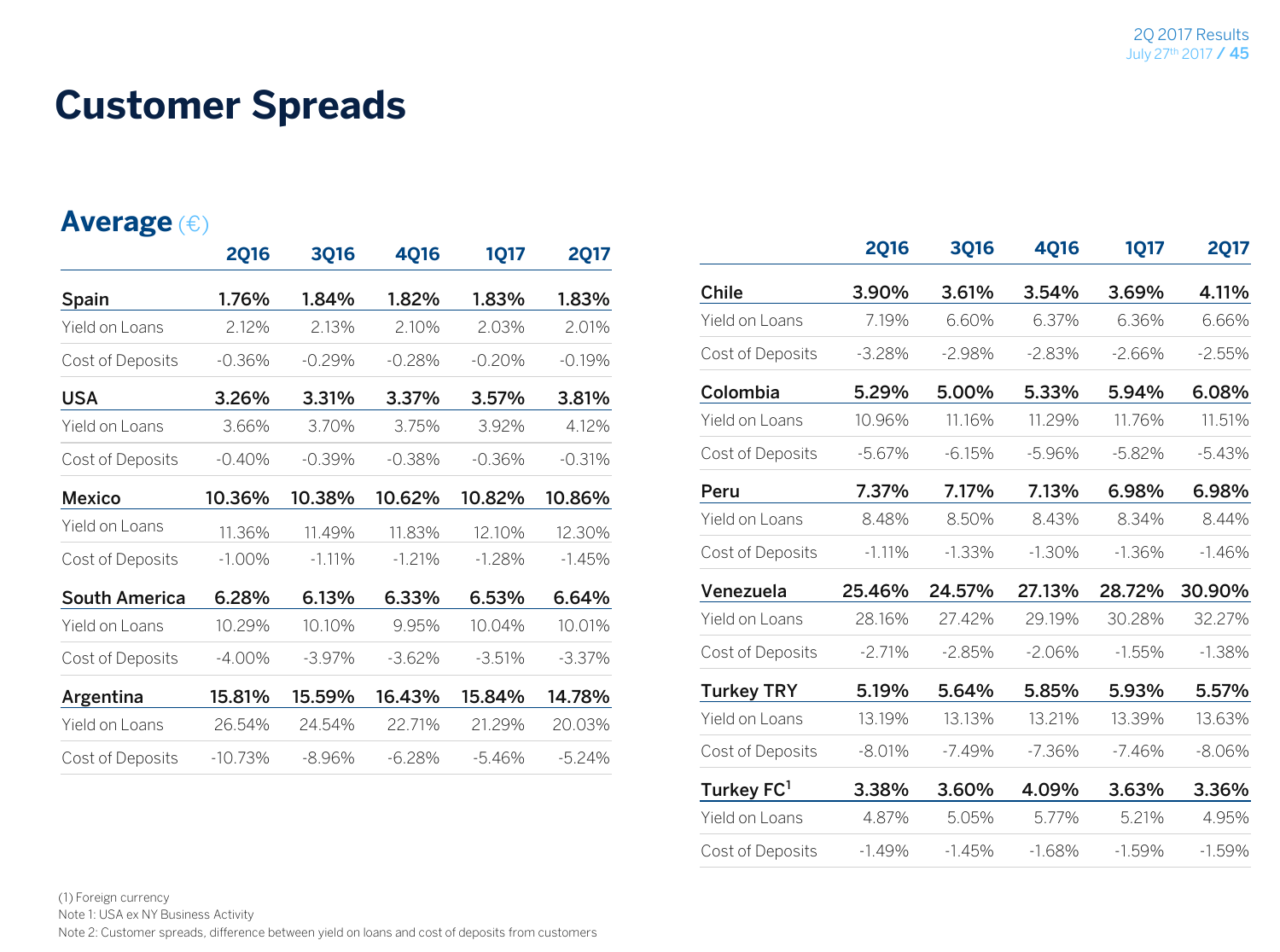# Customer Spreads

## Average (€)

| | 2Q16 | 3Q16 | 4Q16 | 1Q17 | 2Q17 |
|---|---|---|---|---|---|
| **Spain** | **1.76%** | **1.84%** | **1.82%** | **1.83%** | **1.83%** |
| Yield on Loans | 2.12% | 2.13% | 2.10% | 2.03% | 2.01% |
| Cost of Deposits | -0.36% | -0.29% | -0.28% | -0.20% | -0.19% |
| **USA** | **3.26%** | **3.31%** | **3.37%** | **3.57%** | **3.81%** |
| Yield on Loans | 3.66% | 3.70% | 3.75% | 3.92% | 4.12% |
| Cost of Deposits | -0.40% | -0.39% | -0.38% | -0.36% | -0.31% |
| **Mexico** | **10.36%** | **10.38%** | **10.62%** | **10.82%** | **10.86%** |
| Yield on Loans | 11.36% | 11.49% | 11.83% | 12.10% | 12.30% |
| Cost of Deposits | -1.00% | -1.11% | -1.21% | -1.28% | -1.45% |
| **South America** | **6.28%** | **6.13%** | **6.33%** | **6.53%** | **6.64%** |
| Yield on Loans | 10.29% | 10.10% | 9.95% | 10.04% | 10.01% |
| Cost of Deposits | -4.00% | -3.97% | -3.62% | -3.51% | -3.37% |
| **Argentina** | **15.81%** | **15.59%** | **16.43%** | **15.84%** | **14.78%** |
| Yield on Loans | 26.54% | 24.54% | 22.71% | 21.29% | 20.03% |
| Cost of Deposits | -10.73% | -8.96% | -6.28% | -5.46% | -5.24% |

| | 2Q16 | 3Q16 | 4Q16 | 1Q17 | 2Q17 |
|---|---|---|---|---|---|
| **Chile** | **3.90%** | **3.61%** | **3.54%** | **3.69%** | **4.11%** |
| Yield on Loans | 7.19% | 6.60% | 6.37% | 6.36% | 6.66% |
| Cost of Deposits | -3.28% | -2.98% | -2.83% | -2.66% | -2.55% |
| **Colombia** | **5.29%** | **5.00%** | **5.33%** | **5.94%** | **6.08%** |
| Yield on Loans | 10.96% | 11.16% | 11.29% | 11.76% | 11.51% |
| Cost of Deposits | -5.67% | -6.15% | -5.96% | -5.82% | -5.43% |
| **Peru** | **7.37%** | **7.17%** | **7.13%** | **6.98%** | **6.98%** |
| Yield on Loans | 8.48% | 8.50% | 8.43% | 8.34% | 8.44% |
| Cost of Deposits | -1.11% | -1.33% | -1.30% | -1.36% | -1.46% |
| **Venezuela** | **25.46%** | **24.57%** | **27.13%** | **28.72%** | **30.90%** |
| Yield on Loans | 28.16% | 27.42% | 29.19% | 30.28% | 32.27% |
| Cost of Deposits | -2.71% | -2.85% | -2.06% | -1.55% | -1.38% |
| **Turkey TRY** | **5.19%** | **5.64%** | **5.85%** | **5.93%** | **5.57%** |
| Yield on Loans | 13.19% | 13.13% | 13.21% | 13.39% | 13.63% |
| Cost of Deposits | -8.01% | -7.49% | -7.36% | -7.46% | -8.06% |
| **Turkey FC[1]** | **3.38%** | **3.60%** | **4.09%** | **3.63%** | **3.36%** |
| Yield on Loans | 4.87% | 5.05% | 5.77% | 5.21% | 4.95% |
| Cost of Deposits | -1.49% | -1.45% | -1.68% | -1.59% | -1.59% |

(1) Foreign currency

Note 1: USA ex NY Business Activity

Note 2: Customer spreads, difference between yield on loans and cost of deposits from customers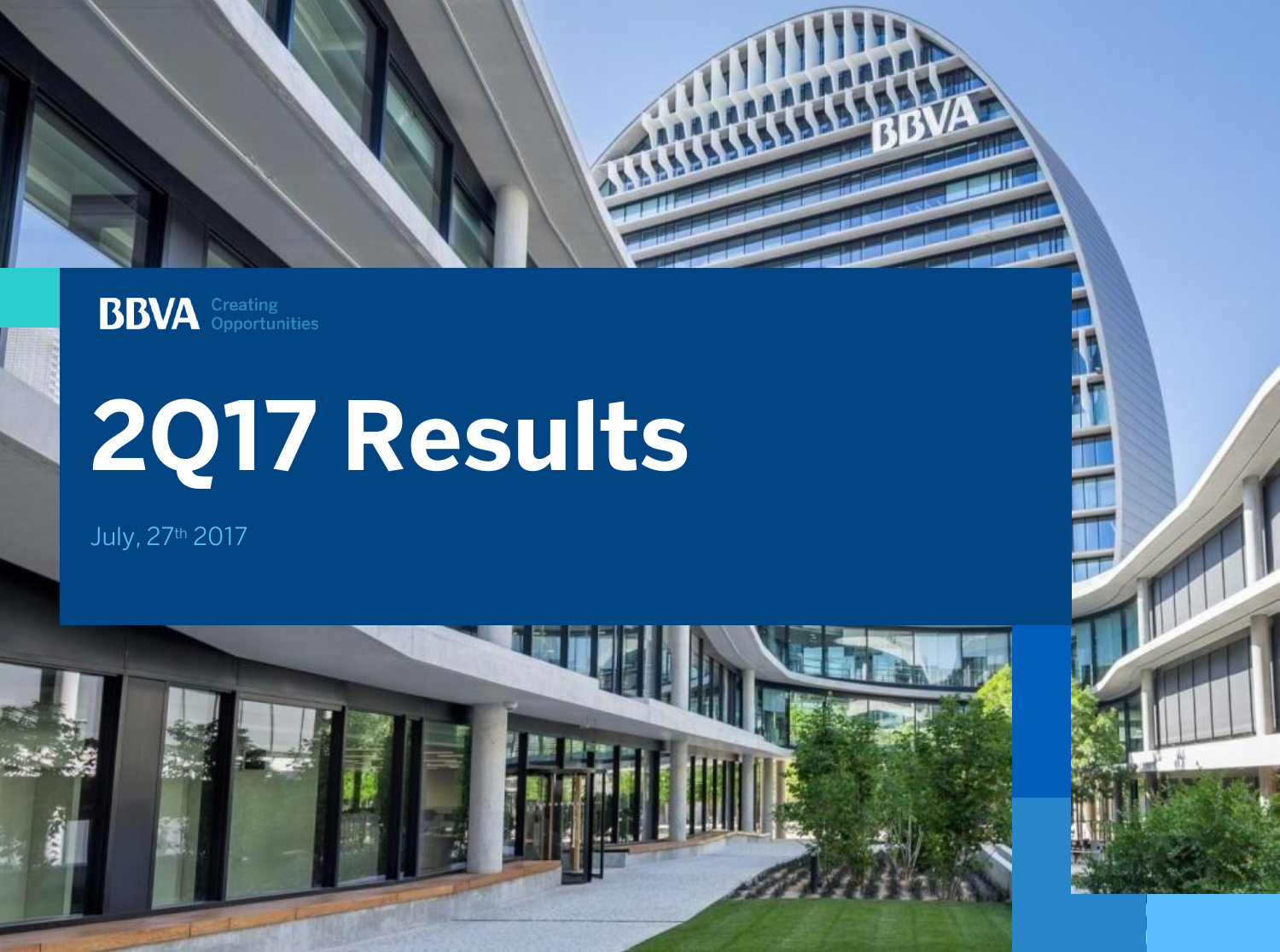BBVA Creating Opportunities

# 2Q17 Results

July, 27th 2017